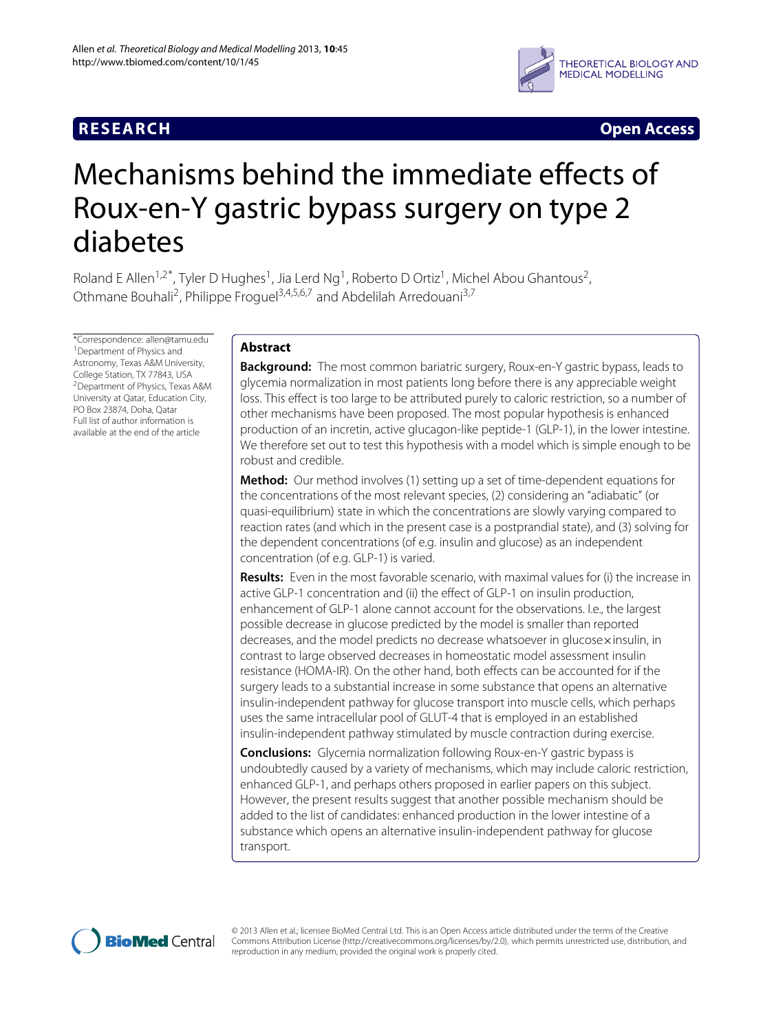**RESEARCH** **Open Access**

# Mechanisms behind the immediate effects of Roux-en-Y gastric bypass surgery on type 2 diabetes

Roland E Allen[1,2*], Tyler D Hughes[1], Jia Lerd Ng[1], Roberto D Ortiz[1], Michel Abou Ghantous[2], Othmane Bouhali[2], Philippe Froguel[3,4,5,6,7] and Abdelilah Arredouani[3,7]

*Correspondence: allen@tamu.edu
[1]Department of Physics and Astronomy, Texas A&M University, College Station, TX 77843, USA
[2]Department of Physics, Texas A&M University at Qatar, Education City, PO Box 23874, Doha, Qatar
Full list of author information is available at the end of the article

## Abstract

**Background:** The most common bariatric surgery, Roux-en-Y gastric bypass, leads to glycemia normalization in most patients long before there is any appreciable weight loss. This effect is too large to be attributed purely to caloric restriction, so a number of other mechanisms have been proposed. The most popular hypothesis is enhanced production of an incretin, active glucagon-like peptide-1 (GLP-1), in the lower intestine. We therefore set out to test this hypothesis with a model which is simple enough to be robust and credible.

**Method:** Our method involves (1) setting up a set of time-dependent equations for the concentrations of the most relevant species, (2) considering an "adiabatic" (or quasi-equilibrium) state in which the concentrations are slowly varying compared to reaction rates (and which in the present case is a postprandial state), and (3) solving for the dependent concentrations (of e.g. insulin and glucose) as an independent concentration (of e.g. GLP-1) is varied.

**Results:** Even in the most favorable scenario, with maximal values for (i) the increase in active GLP-1 concentration and (ii) the effect of GLP-1 on insulin production, enhancement of GLP-1 alone cannot account for the observations. I.e., the largest possible decrease in glucose predicted by the model is smaller than reported decreases, and the model predicts no decrease whatsoever in glucose×insulin, in contrast to large observed decreases in homeostatic model assessment insulin resistance (HOMA-IR). On the other hand, both effects can be accounted for if the surgery leads to a substantial increase in some substance that opens an alternative insulin-independent pathway for glucose transport into muscle cells, which perhaps uses the same intracellular pool of GLUT-4 that is employed in an established insulin-independent pathway stimulated by muscle contraction during exercise.

**Conclusions:** Glycemia normalization following Roux-en-Y gastric bypass is undoubtedly caused by a variety of mechanisms, which may include caloric restriction, enhanced GLP-1, and perhaps others proposed in earlier papers on this subject. However, the present results suggest that another possible mechanism should be added to the list of candidates: enhanced production in the lower intestine of a substance which opens an alternative insulin-independent pathway for glucose transport.

© 2013 Allen et al.; licensee BioMed Central Ltd. This is an Open Access article distributed under the terms of the Creative Commons Attribution License (http://creativecommons.org/licenses/by/2.0), which permits unrestricted use, distribution, and reproduction in any medium, provided the original work is properly cited.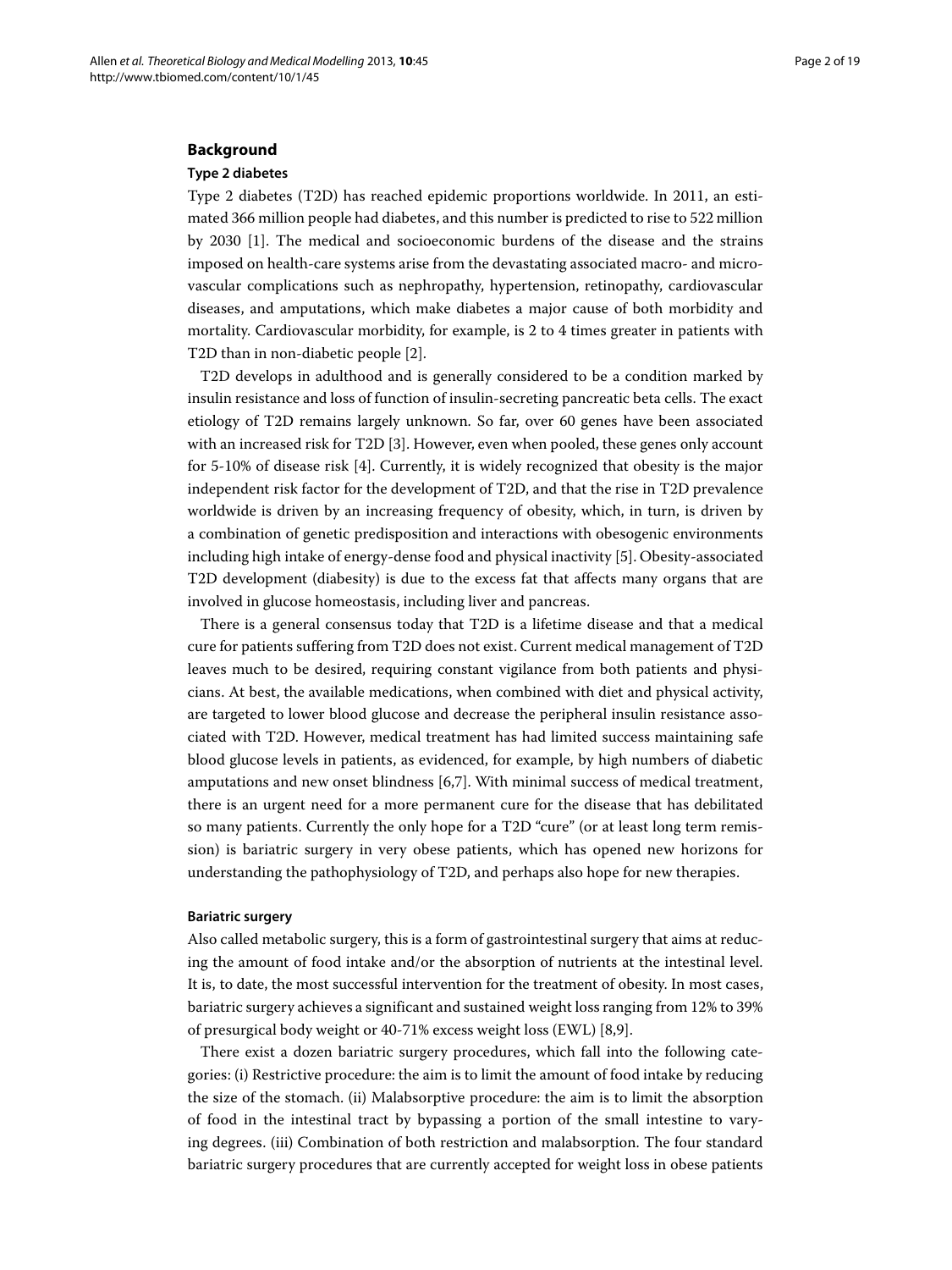## Background

### Type 2 diabetes

Type 2 diabetes (T2D) has reached epidemic proportions worldwide. In 2011, an estimated 366 million people had diabetes, and this number is predicted to rise to 522 million by 2030 [1]. The medical and socioeconomic burdens of the disease and the strains imposed on health-care systems arise from the devastating associated macro- and microvascular complications such as nephropathy, hypertension, retinopathy, cardiovascular diseases, and amputations, which make diabetes a major cause of both morbidity and mortality. Cardiovascular morbidity, for example, is 2 to 4 times greater in patients with T2D than in non-diabetic people [2].

T2D develops in adulthood and is generally considered to be a condition marked by insulin resistance and loss of function of insulin-secreting pancreatic beta cells. The exact etiology of T2D remains largely unknown. So far, over 60 genes have been associated with an increased risk for T2D [3]. However, even when pooled, these genes only account for 5-10% of disease risk [4]. Currently, it is widely recognized that obesity is the major independent risk factor for the development of T2D, and that the rise in T2D prevalence worldwide is driven by an increasing frequency of obesity, which, in turn, is driven by a combination of genetic predisposition and interactions with obesogenic environments including high intake of energy-dense food and physical inactivity [5]. Obesity-associated T2D development (diabesity) is due to the excess fat that affects many organs that are involved in glucose homeostasis, including liver and pancreas.

There is a general consensus today that T2D is a lifetime disease and that a medical cure for patients suffering from T2D does not exist. Current medical management of T2D leaves much to be desired, requiring constant vigilance from both patients and physicians. At best, the available medications, when combined with diet and physical activity, are targeted to lower blood glucose and decrease the peripheral insulin resistance associated with T2D. However, medical treatment has had limited success maintaining safe blood glucose levels in patients, as evidenced, for example, by high numbers of diabetic amputations and new onset blindness [6,7]. With minimal success of medical treatment, there is an urgent need for a more permanent cure for the disease that has debilitated so many patients. Currently the only hope for a T2D "cure" (or at least long term remission) is bariatric surgery in very obese patients, which has opened new horizons for understanding the pathophysiology of T2D, and perhaps also hope for new therapies.

#### Bariatric surgery

Also called metabolic surgery, this is a form of gastrointestinal surgery that aims at reducing the amount of food intake and/or the absorption of nutrients at the intestinal level. It is, to date, the most successful intervention for the treatment of obesity. In most cases, bariatric surgery achieves a significant and sustained weight loss ranging from 12% to 39% of presurgical body weight or 40-71% excess weight loss (EWL) [8,9].

There exist a dozen bariatric surgery procedures, which fall into the following categories: (i) Restrictive procedure: the aim is to limit the amount of food intake by reducing the size of the stomach. (ii) Malabsorptive procedure: the aim is to limit the absorption of food in the intestinal tract by bypassing a portion of the small intestine to varying degrees. (iii) Combination of both restriction and malabsorption. The four standard bariatric surgery procedures that are currently accepted for weight loss in obese patients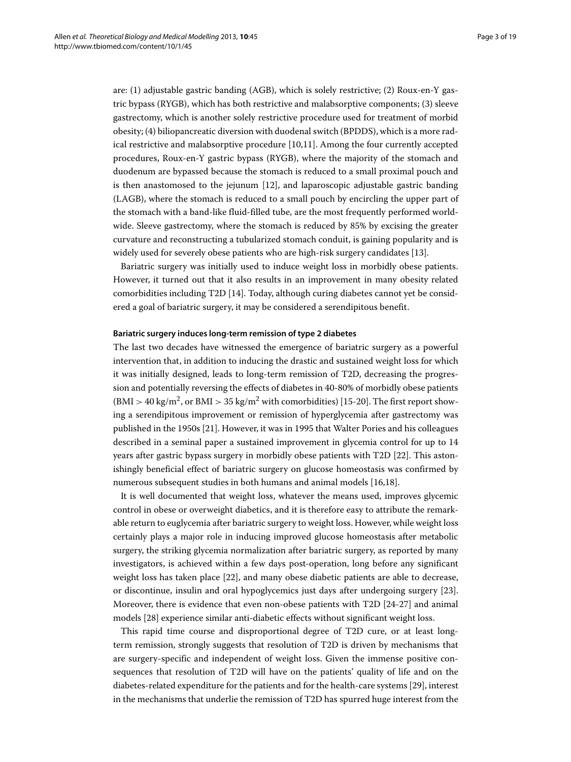are: (1) adjustable gastric banding (AGB), which is solely restrictive; (2) Roux-en-Y gastric bypass (RYGB), which has both restrictive and malabsorptive components; (3) sleeve gastrectomy, which is another solely restrictive procedure used for treatment of morbid obesity; (4) biliopancreatic diversion with duodenal switch (BPDDS), which is a more radical restrictive and malabsorptive procedure [10,11]. Among the four currently accepted procedures, Roux-en-Y gastric bypass (RYGB), where the majority of the stomach and duodenum are bypassed because the stomach is reduced to a small proximal pouch and is then anastomosed to the jejunum [12], and laparoscopic adjustable gastric banding (LAGB), where the stomach is reduced to a small pouch by encircling the upper part of the stomach with a band-like fluid-filled tube, are the most frequently performed worldwide. Sleeve gastrectomy, where the stomach is reduced by 85% by excising the greater curvature and reconstructing a tubularized stomach conduit, is gaining popularity and is widely used for severely obese patients who are high-risk surgery candidates [13].

Bariatric surgery was initially used to induce weight loss in morbidly obese patients. However, it turned out that it also results in an improvement in many obesity related comorbidities including T2D [14]. Today, although curing diabetes cannot yet be considered a goal of bariatric surgery, it may be considered a serendipitous benefit.

#### Bariatric surgery induces long-term remission of type 2 diabetes

The last two decades have witnessed the emergence of bariatric surgery as a powerful intervention that, in addition to inducing the drastic and sustained weight loss for which it was initially designed, leads to long-term remission of T2D, decreasing the progression and potentially reversing the effects of diabetes in 40-80% of morbidly obese patients (BMI > 40 kg/m$^2$, or BMI > 35 kg/m$^2$ with comorbidities) [15-20]. The first report showing a serendipitous improvement or remission of hyperglycemia after gastrectomy was published in the 1950s [21]. However, it was in 1995 that Walter Pories and his colleagues described in a seminal paper a sustained improvement in glycemia control for up to 14 years after gastric bypass surgery in morbidly obese patients with T2D [22]. This astonishingly beneficial effect of bariatric surgery on glucose homeostasis was confirmed by numerous subsequent studies in both humans and animal models [16,18].

It is well documented that weight loss, whatever the means used, improves glycemic control in obese or overweight diabetics, and it is therefore easy to attribute the remarkable return to euglycemia after bariatric surgery to weight loss. However, while weight loss certainly plays a major role in inducing improved glucose homeostasis after metabolic surgery, the striking glycemia normalization after bariatric surgery, as reported by many investigators, is achieved within a few days post-operation, long before any significant weight loss has taken place [22], and many obese diabetic patients are able to decrease, or discontinue, insulin and oral hypoglycemics just days after undergoing surgery [23]. Moreover, there is evidence that even non-obese patients with T2D [24-27] and animal models [28] experience similar anti-diabetic effects without significant weight loss.

This rapid time course and disproportional degree of T2D cure, or at least long-term remission, strongly suggests that resolution of T2D is driven by mechanisms that are surgery-specific and independent of weight loss. Given the immense positive consequences that resolution of T2D will have on the patients' quality of life and on the diabetes-related expenditure for the patients and for the health-care systems [29], interest in the mechanisms that underlie the remission of T2D has spurred huge interest from the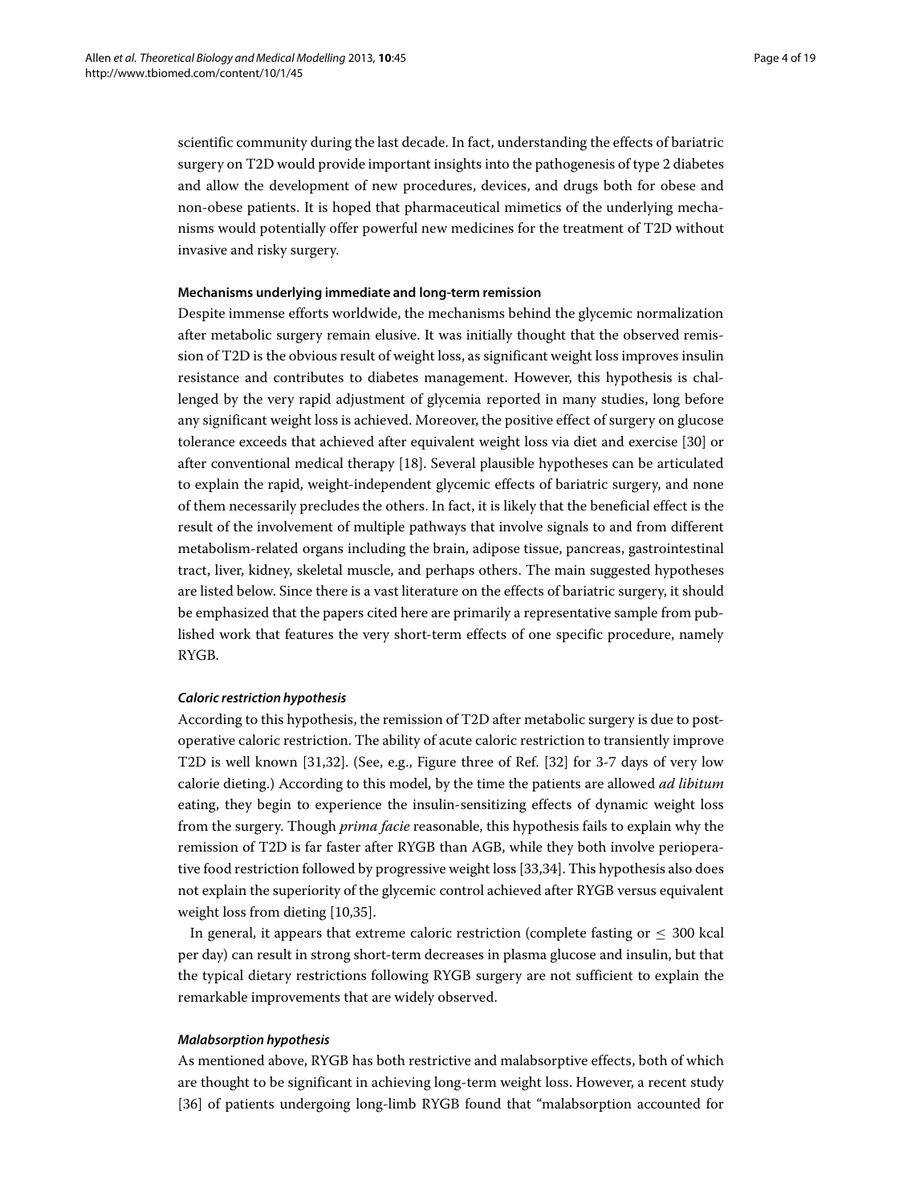scientific community during the last decade. In fact, understanding the effects of bariatric surgery on T2D would provide important insights into the pathogenesis of type 2 diabetes and allow the development of new procedures, devices, and drugs both for obese and non-obese patients. It is hoped that pharmaceutical mimetics of the underlying mechanisms would potentially offer powerful new medicines for the treatment of T2D without invasive and risky surgery.

### Mechanisms underlying immediate and long-term remission

Despite immense efforts worldwide, the mechanisms behind the glycemic normalization after metabolic surgery remain elusive. It was initially thought that the observed remission of T2D is the obvious result of weight loss, as significant weight loss improves insulin resistance and contributes to diabetes management. However, this hypothesis is challenged by the very rapid adjustment of glycemia reported in many studies, long before any significant weight loss is achieved. Moreover, the positive effect of surgery on glucose tolerance exceeds that achieved after equivalent weight loss via diet and exercise [30] or after conventional medical therapy [18]. Several plausible hypotheses can be articulated to explain the rapid, weight-independent glycemic effects of bariatric surgery, and none of them necessarily precludes the others. In fact, it is likely that the beneficial effect is the result of the involvement of multiple pathways that involve signals to and from different metabolism-related organs including the brain, adipose tissue, pancreas, gastrointestinal tract, liver, kidney, skeletal muscle, and perhaps others. The main suggested hypotheses are listed below. Since there is a vast literature on the effects of bariatric surgery, it should be emphasized that the papers cited here are primarily a representative sample from published work that features the very short-term effects of one specific procedure, namely RYGB.

#### *Caloric restriction hypothesis*

According to this hypothesis, the remission of T2D after metabolic surgery is due to postoperative caloric restriction. The ability of acute caloric restriction to transiently improve T2D is well known [31,32]. (See, e.g., Figure three of Ref. [32] for 3-7 days of very low calorie dieting.) According to this model, by the time the patients are allowed *ad libitum* eating, they begin to experience the insulin-sensitizing effects of dynamic weight loss from the surgery. Though *prima facie* reasonable, this hypothesis fails to explain why the remission of T2D is far faster after RYGB than AGB, while they both involve perioperative food restriction followed by progressive weight loss [33,34]. This hypothesis also does not explain the superiority of the glycemic control achieved after RYGB versus equivalent weight loss from dieting [10,35].

In general, it appears that extreme caloric restriction (complete fasting or $\leq$ 300 kcal per day) can result in strong short-term decreases in plasma glucose and insulin, but that the typical dietary restrictions following RYGB surgery are not sufficient to explain the remarkable improvements that are widely observed.

#### *Malabsorption hypothesis*

As mentioned above, RYGB has both restrictive and malabsorptive effects, both of which are thought to be significant in achieving long-term weight loss. However, a recent study [36] of patients undergoing long-limb RYGB found that "malabsorption accounted for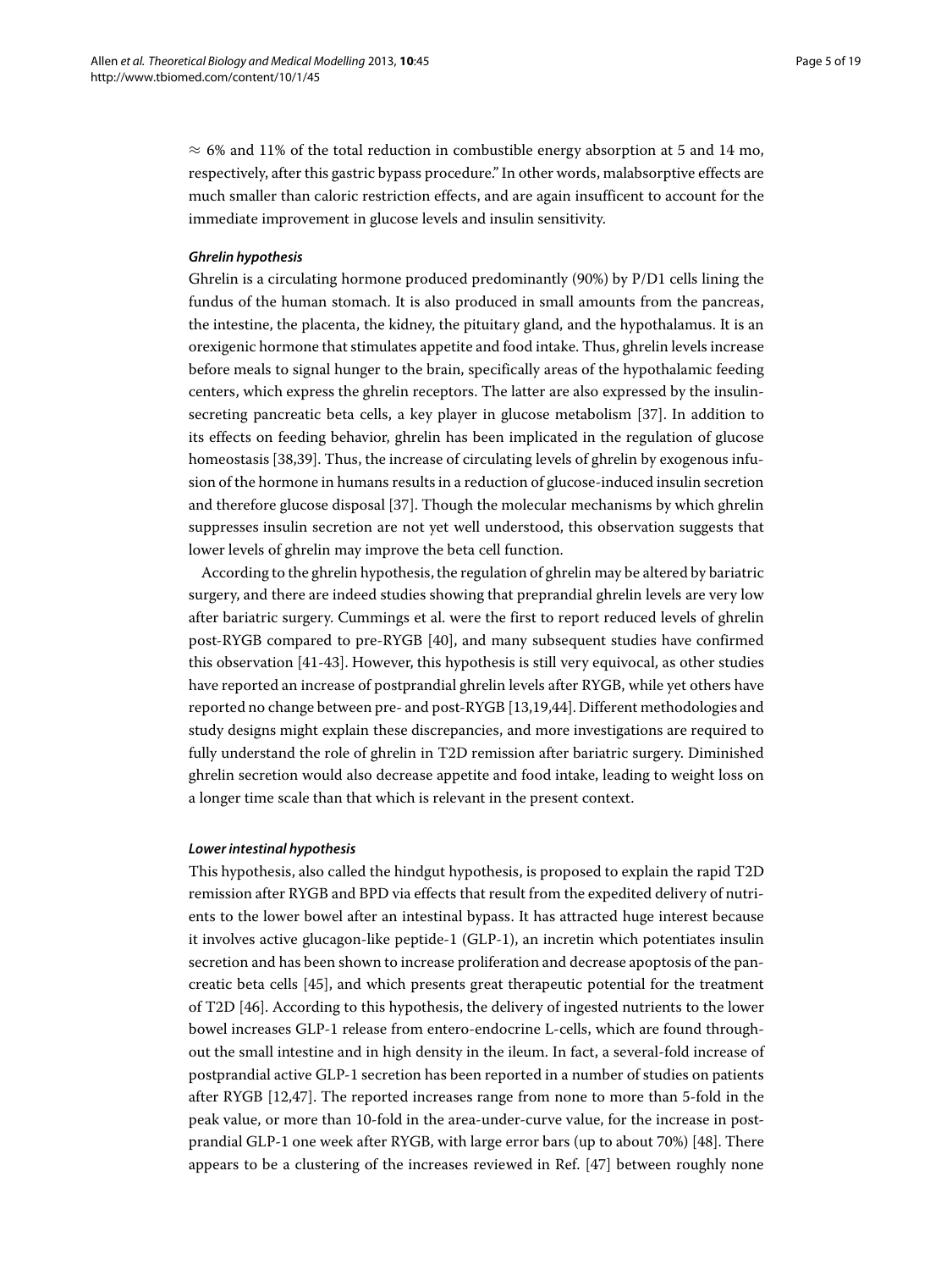$\approx$ 6% and 11% of the total reduction in combustible energy absorption at 5 and 14 mo, respectively, after this gastric bypass procedure." In other words, malabsorptive effects are much smaller than caloric restriction effects, and are again insufficent to account for the immediate improvement in glucose levels and insulin sensitivity.

#### *Ghrelin hypothesis*

Ghrelin is a circulating hormone produced predominantly (90%) by P/D1 cells lining the fundus of the human stomach. It is also produced in small amounts from the pancreas, the intestine, the placenta, the kidney, the pituitary gland, and the hypothalamus. It is an orexigenic hormone that stimulates appetite and food intake. Thus, ghrelin levels increase before meals to signal hunger to the brain, specifically areas of the hypothalamic feeding centers, which express the ghrelin receptors. The latter are also expressed by the insulin-secreting pancreatic beta cells, a key player in glucose metabolism [37]. In addition to its effects on feeding behavior, ghrelin has been implicated in the regulation of glucose homeostasis [38,39]. Thus, the increase of circulating levels of ghrelin by exogenous infusion of the hormone in humans results in a reduction of glucose-induced insulin secretion and therefore glucose disposal [37]. Though the molecular mechanisms by which ghrelin suppresses insulin secretion are not yet well understood, this observation suggests that lower levels of ghrelin may improve the beta cell function.

According to the ghrelin hypothesis, the regulation of ghrelin may be altered by bariatric surgery, and there are indeed studies showing that preprandial ghrelin levels are very low after bariatric surgery. Cummings et al. were the first to report reduced levels of ghrelin post-RYGB compared to pre-RYGB [40], and many subsequent studies have confirmed this observation [41-43]. However, this hypothesis is still very equivocal, as other studies have reported an increase of postprandial ghrelin levels after RYGB, while yet others have reported no change between pre- and post-RYGB [13,19,44]. Different methodologies and study designs might explain these discrepancies, and more investigations are required to fully understand the role of ghrelin in T2D remission after bariatric surgery. Diminished ghrelin secretion would also decrease appetite and food intake, leading to weight loss on a longer time scale than that which is relevant in the present context.

#### *Lower intestinal hypothesis*

This hypothesis, also called the hindgut hypothesis, is proposed to explain the rapid T2D remission after RYGB and BPD via effects that result from the expedited delivery of nutrients to the lower bowel after an intestinal bypass. It has attracted huge interest because it involves active glucagon-like peptide-1 (GLP-1), an incretin which potentiates insulin secretion and has been shown to increase proliferation and decrease apoptosis of the pancreatic beta cells [45], and which presents great therapeutic potential for the treatment of T2D [46]. According to this hypothesis, the delivery of ingested nutrients to the lower bowel increases GLP-1 release from entero-endocrine L-cells, which are found throughout the small intestine and in high density in the ileum. In fact, a several-fold increase of postprandial active GLP-1 secretion has been reported in a number of studies on patients after RYGB [12,47]. The reported increases range from none to more than 5-fold in the peak value, or more than 10-fold in the area-under-curve value, for the increase in postprandial GLP-1 one week after RYGB, with large error bars (up to about 70%) [48]. There appears to be a clustering of the increases reviewed in Ref. [47] between roughly none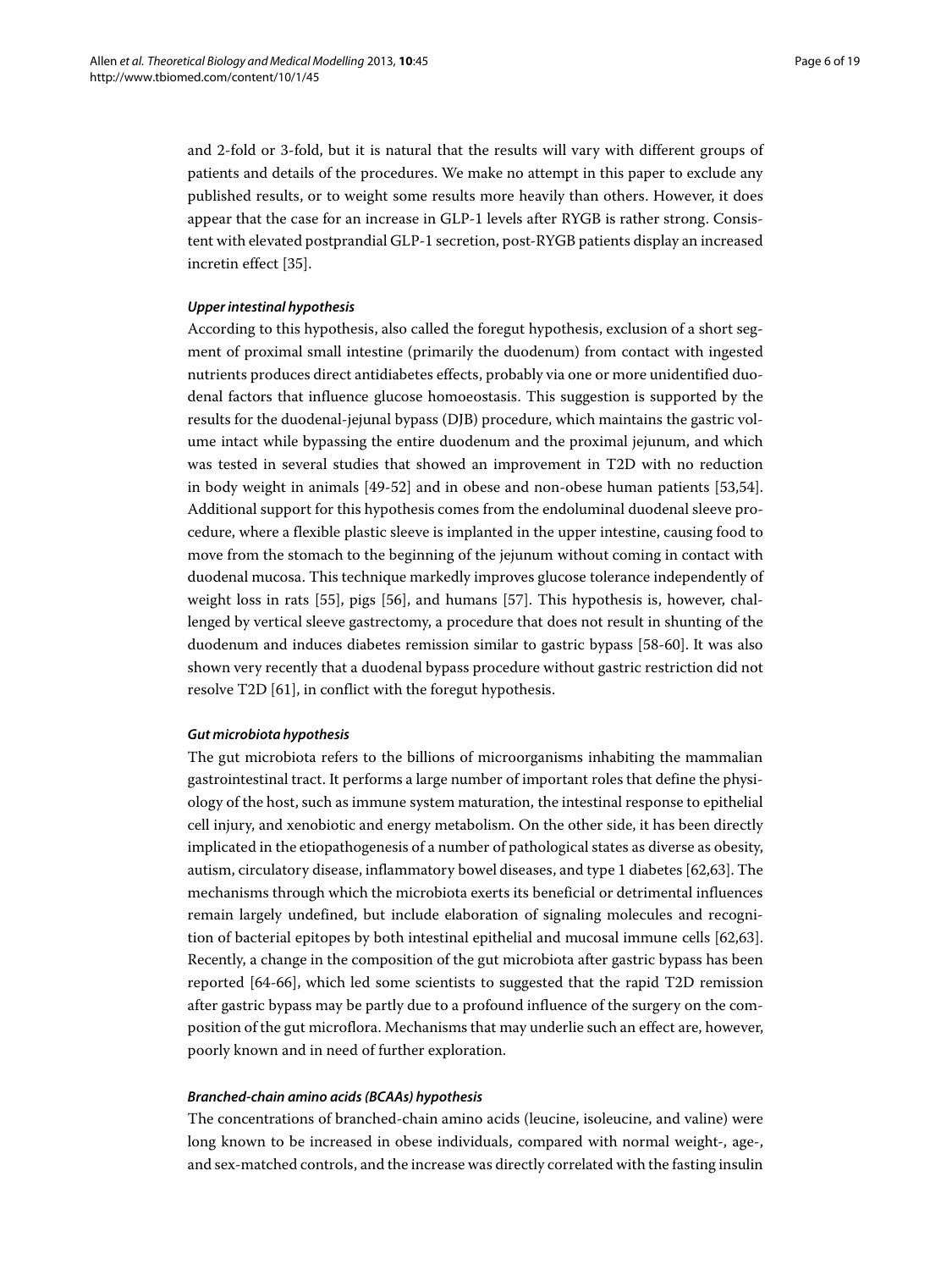and 2-fold or 3-fold, but it is natural that the results will vary with different groups of patients and details of the procedures. We make no attempt in this paper to exclude any published results, or to weight some results more heavily than others. However, it does appear that the case for an increase in GLP-1 levels after RYGB is rather strong. Consistent with elevated postprandial GLP-1 secretion, post-RYGB patients display an increased incretin effect [35].

#### *Upper intestinal hypothesis*

According to this hypothesis, also called the foregut hypothesis, exclusion of a short segment of proximal small intestine (primarily the duodenum) from contact with ingested nutrients produces direct antidiabetes effects, probably via one or more unidentified duodenal factors that influence glucose homoeostasis. This suggestion is supported by the results for the duodenal-jejunal bypass (DJB) procedure, which maintains the gastric volume intact while bypassing the entire duodenum and the proximal jejunum, and which was tested in several studies that showed an improvement in T2D with no reduction in body weight in animals [49-52] and in obese and non-obese human patients [53,54]. Additional support for this hypothesis comes from the endoluminal duodenal sleeve procedure, where a flexible plastic sleeve is implanted in the upper intestine, causing food to move from the stomach to the beginning of the jejunum without coming in contact with duodenal mucosa. This technique markedly improves glucose tolerance independently of weight loss in rats [55], pigs [56], and humans [57]. This hypothesis is, however, challenged by vertical sleeve gastrectomy, a procedure that does not result in shunting of the duodenum and induces diabetes remission similar to gastric bypass [58-60]. It was also shown very recently that a duodenal bypass procedure without gastric restriction did not resolve T2D [61], in conflict with the foregut hypothesis.

#### *Gut microbiota hypothesis*

The gut microbiota refers to the billions of microorganisms inhabiting the mammalian gastrointestinal tract. It performs a large number of important roles that define the physiology of the host, such as immune system maturation, the intestinal response to epithelial cell injury, and xenobiotic and energy metabolism. On the other side, it has been directly implicated in the etiopathogenesis of a number of pathological states as diverse as obesity, autism, circulatory disease, inflammatory bowel diseases, and type 1 diabetes [62,63]. The mechanisms through which the microbiota exerts its beneficial or detrimental influences remain largely undefined, but include elaboration of signaling molecules and recognition of bacterial epitopes by both intestinal epithelial and mucosal immune cells [62,63]. Recently, a change in the composition of the gut microbiota after gastric bypass has been reported [64-66], which led some scientists to suggested that the rapid T2D remission after gastric bypass may be partly due to a profound influence of the surgery on the composition of the gut microflora. Mechanisms that may underlie such an effect are, however, poorly known and in need of further exploration.

#### *Branched-chain amino acids (BCAAs) hypothesis*

The concentrations of branched-chain amino acids (leucine, isoleucine, and valine) were long known to be increased in obese individuals, compared with normal weight-, age-, and sex-matched controls, and the increase was directly correlated with the fasting insulin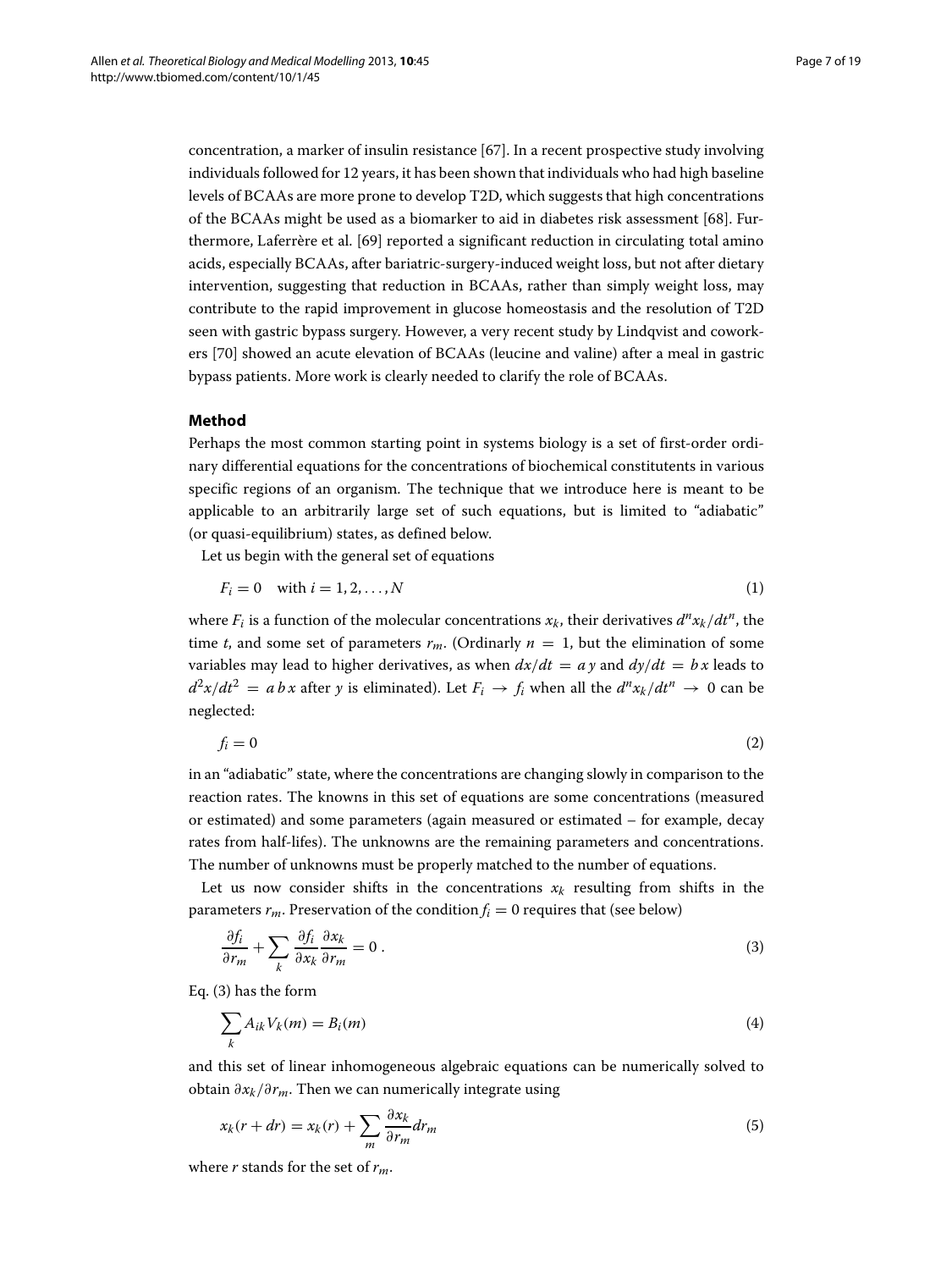concentration, a marker of insulin resistance [67]. In a recent prospective study involving individuals followed for 12 years, it has been shown that individuals who had high baseline levels of BCAAs are more prone to develop T2D, which suggests that high concentrations of the BCAAs might be used as a biomarker to aid in diabetes risk assessment [68]. Furthermore, Laferrère et al. [69] reported a significant reduction in circulating total amino acids, especially BCAAs, after bariatric-surgery-induced weight loss, but not after dietary intervention, suggesting that reduction in BCAAs, rather than simply weight loss, may contribute to the rapid improvement in glucose homeostasis and the resolution of T2D seen with gastric bypass surgery. However, a very recent study by Lindqvist and coworkers [70] showed an acute elevation of BCAAs (leucine and valine) after a meal in gastric bypass patients. More work is clearly needed to clarify the role of BCAAs.

## Method

Perhaps the most common starting point in systems biology is a set of first-order ordinary differential equations for the concentrations of biochemical constitutents in various specific regions of an organism. The technique that we introduce here is meant to be applicable to an arbitrarily large set of such equations, but is limited to "adiabatic" (or quasi-equilibrium) states, as defined below.

Let us begin with the general set of equations

$$F_i = 0 \quad \text{with } i = 1, 2, \ldots, N \tag{1}$$

where $F_i$ is a function of the molecular concentrations $x_k$, their derivatives $d^n x_k/dt^n$, the time $t$, and some set of parameters $r_m$. (Ordinarly $n = 1$, but the elimination of some variables may lead to higher derivatives, as when $dx/dt = a\,y$ and $dy/dt = b\,x$ leads to $d^2x/dt^2 = a\,b\,x$ after $y$ is eliminated). Let $F_i \rightarrow f_i$ when all the $d^n x_k/dt^n \rightarrow 0$ can be neglected:

$$f_i = 0 \tag{2}$$

in an "adiabatic" state, where the concentrations are changing slowly in comparison to the reaction rates. The knowns in this set of equations are some concentrations (measured or estimated) and some parameters (again measured or estimated – for example, decay rates from half-lifes). The unknowns are the remaining parameters and concentrations. The number of unknowns must be properly matched to the number of equations.

Let us now consider shifts in the concentrations $x_k$ resulting from shifts in the parameters $r_m$. Preservation of the condition $f_i = 0$ requires that (see below)

$$\frac{\partial f_i}{\partial r_m} + \sum_k \frac{\partial f_i}{\partial x_k} \frac{\partial x_k}{\partial r_m} = 0\,. \tag{3}$$

Eq. (3) has the form

$$\sum_k A_{ik} V_k(m) = B_i(m) \tag{4}$$

and this set of linear inhomogeneous algebraic equations can be numerically solved to obtain $\partial x_k/\partial r_m$. Then we can numerically integrate using

$$x_k(r + dr) = x_k(r) + \sum_m \frac{\partial x_k}{\partial r_m} dr_m \tag{5}$$

where $r$ stands for the set of $r_m$.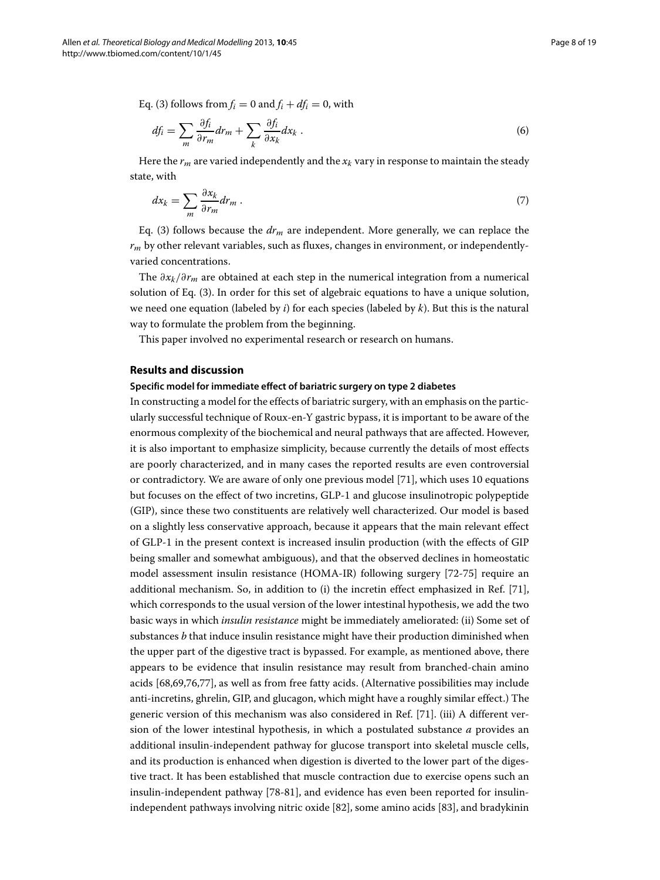Eq. (3) follows from $f_i = 0$ and $f_i + df_i = 0$, with

$$df_i = \sum_m \frac{\partial f_i}{\partial r_m} dr_m + \sum_k \frac{\partial f_i}{\partial x_k} dx_k \; . \tag{6}$$

Here the $r_m$ are varied independently and the $x_k$ vary in response to maintain the steady state, with

$$dx_k = \sum_m \frac{\partial x_k}{\partial r_m} dr_m \; . \tag{7}$$

Eq. (3) follows because the $dr_m$ are independent. More generally, we can replace the $r_m$ by other relevant variables, such as fluxes, changes in environment, or independently-varied concentrations.

The $\partial x_k / \partial r_m$ are obtained at each step in the numerical integration from a numerical solution of Eq. (3). In order for this set of algebraic equations to have a unique solution, we need one equation (labeled by $i$) for each species (labeled by $k$). But this is the natural way to formulate the problem from the beginning.

This paper involved no experimental research or research on humans.

## Results and discussion

### Specific model for immediate effect of bariatric surgery on type 2 diabetes

In constructing a model for the effects of bariatric surgery, with an emphasis on the particularly successful technique of Roux-en-Y gastric bypass, it is important to be aware of the enormous complexity of the biochemical and neural pathways that are affected. However, it is also important to emphasize simplicity, because currently the details of most effects are poorly characterized, and in many cases the reported results are even controversial or contradictory. We are aware of only one previous model [71], which uses 10 equations but focuses on the effect of two incretins, GLP-1 and glucose insulinotropic polypeptide (GIP), since these two constituents are relatively well characterized. Our model is based on a slightly less conservative approach, because it appears that the main relevant effect of GLP-1 in the present context is increased insulin production (with the effects of GIP being smaller and somewhat ambiguous), and that the observed declines in homeostatic model assessment insulin resistance (HOMA-IR) following surgery [72-75] require an additional mechanism. So, in addition to (i) the incretin effect emphasized in Ref. [71], which corresponds to the usual version of the lower intestinal hypothesis, we add the two basic ways in which *insulin resistance* might be immediately ameliorated: (ii) Some set of substances $b$ that induce insulin resistance might have their production diminished when the upper part of the digestive tract is bypassed. For example, as mentioned above, there appears to be evidence that insulin resistance may result from branched-chain amino acids [68,69,76,77], as well as from free fatty acids. (Alternative possibilities may include anti-incretins, ghrelin, GIP, and glucagon, which might have a roughly similar effect.) The generic version of this mechanism was also considered in Ref. [71]. (iii) A different version of the lower intestinal hypothesis, in which a postulated substance $a$ provides an additional insulin-independent pathway for glucose transport into skeletal muscle cells, and its production is enhanced when digestion is diverted to the lower part of the digestive tract. It has been established that muscle contraction due to exercise opens such an insulin-independent pathway [78-81], and evidence has even been reported for insulin-independent pathways involving nitric oxide [82], some amino acids [83], and bradykinin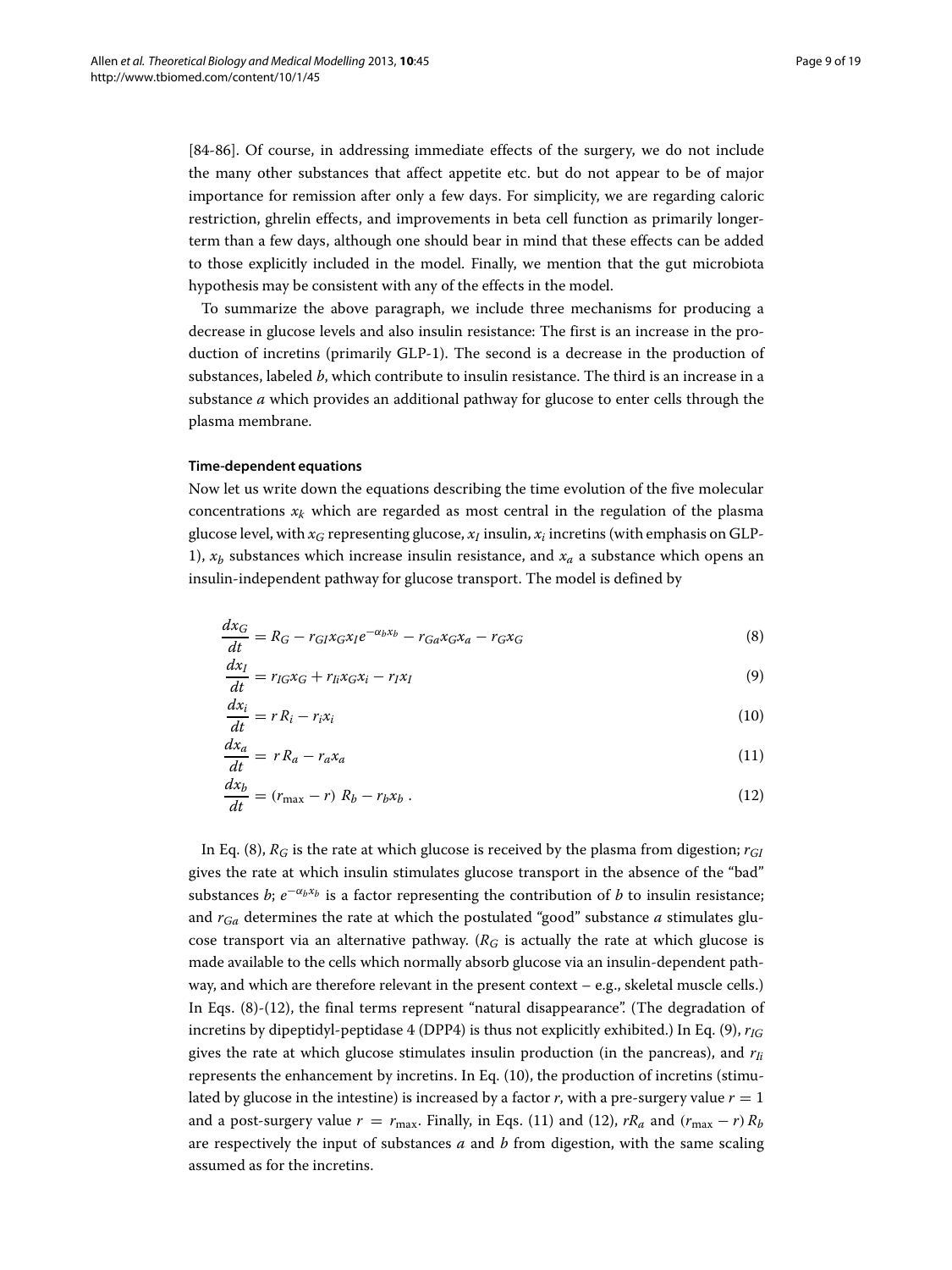[84-86]. Of course, in addressing immediate effects of the surgery, we do not include the many other substances that affect appetite etc. but do not appear to be of major importance for remission after only a few days. For simplicity, we are regarding caloric restriction, ghrelin effects, and improvements in beta cell function as primarily longer-term than a few days, although one should bear in mind that these effects can be added to those explicitly included in the model. Finally, we mention that the gut microbiota hypothesis may be consistent with any of the effects in the model.

To summarize the above paragraph, we include three mechanisms for producing a decrease in glucose levels and also insulin resistance: The first is an increase in the production of incretins (primarily GLP-1). The second is a decrease in the production of substances, labeled $b$, which contribute to insulin resistance. The third is an increase in a substance $a$ which provides an additional pathway for glucose to enter cells through the plasma membrane.

#### Time-dependent equations

Now let us write down the equations describing the time evolution of the five molecular concentrations $x_k$ which are regarded as most central in the regulation of the plasma glucose level, with $x_G$ representing glucose, $x_I$ insulin, $x_i$ incretins (with emphasis on GLP-1), $x_b$ substances which increase insulin resistance, and $x_a$ a substance which opens an insulin-independent pathway for glucose transport. The model is defined by

$$\frac{dx_G}{dt} = R_G - r_{GI} x_G x_I e^{-\alpha_b x_b} - r_{Ga} x_G x_a - r_G x_G \tag{8}$$

$$\frac{dx_I}{dt} = r_{IG} x_G + r_{Ii} x_G x_i - r_I x_I \tag{9}$$

$$\frac{dx_i}{dt} = r R_i - r_i x_i \tag{10}$$

$$\frac{dx_a}{dt} = r R_a - r_a x_a \tag{11}$$

$$\frac{dx_b}{dt} = (r_{\max} - r)\, R_b - r_b x_b \,. \tag{12}$$

In Eq. (8), $R_G$ is the rate at which glucose is received by the plasma from digestion; $r_{GI}$ gives the rate at which insulin stimulates glucose transport in the absence of the "bad" substances $b$; $e^{-\alpha_b x_b}$ is a factor representing the contribution of $b$ to insulin resistance; and $r_{Ga}$ determines the rate at which the postulated "good" substance $a$ stimulates glucose transport via an alternative pathway. ($R_G$ is actually the rate at which glucose is made available to the cells which normally absorb glucose via an insulin-dependent pathway, and which are therefore relevant in the present context – e.g., skeletal muscle cells.) In Eqs. (8)-(12), the final terms represent "natural disappearance". (The degradation of incretins by dipeptidyl-peptidase 4 (DPP4) is thus not explicitly exhibited.) In Eq. (9), $r_{IG}$ gives the rate at which glucose stimulates insulin production (in the pancreas), and $r_{Ii}$ represents the enhancement by incretins. In Eq. (10), the production of incretins (stimulated by glucose in the intestine) is increased by a factor $r$, with a pre-surgery value $r = 1$ and a post-surgery value $r = r_{\max}$. Finally, in Eqs. (11) and (12), $rR_a$ and $(r_{\max} - r)\, R_b$ are respectively the input of substances $a$ and $b$ from digestion, with the same scaling assumed as for the incretins.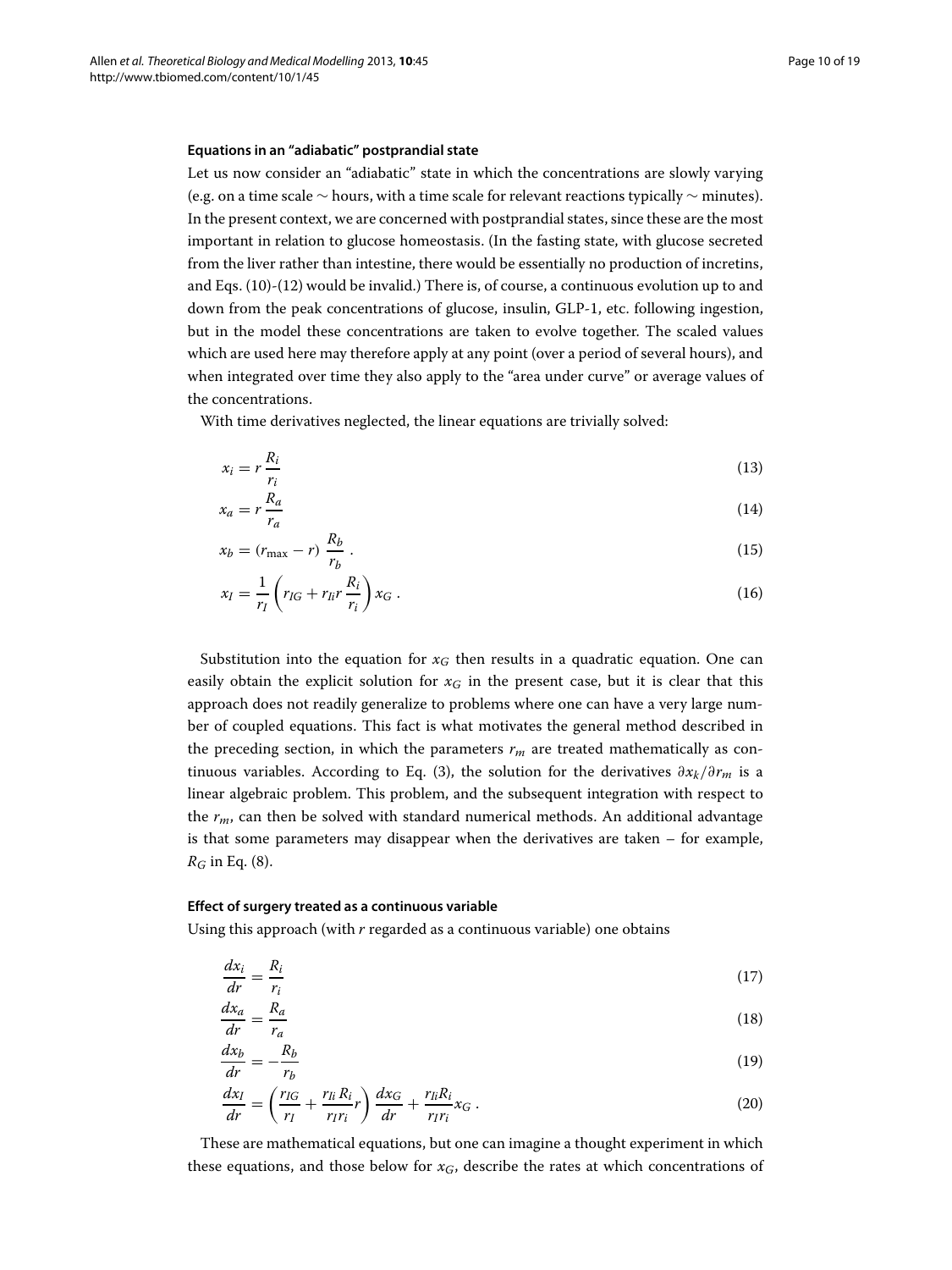#### Equations in an "adiabatic" postprandial state

Let us now consider an "adiabatic" state in which the concentrations are slowly varying (e.g. on a time scale $\sim$ hours, with a time scale for relevant reactions typically $\sim$ minutes). In the present context, we are concerned with postprandial states, since these are the most important in relation to glucose homeostasis. (In the fasting state, with glucose secreted from the liver rather than intestine, there would be essentially no production of incretins, and Eqs. (10)-(12) would be invalid.) There is, of course, a continuous evolution up to and down from the peak concentrations of glucose, insulin, GLP-1, etc. following ingestion, but in the model these concentrations are taken to evolve together. The scaled values which are used here may therefore apply at any point (over a period of several hours), and when integrated over time they also apply to the "area under curve" or average values of the concentrations.

With time derivatives neglected, the linear equations are trivially solved:

$$x_i = r \frac{R_i}{r_i} \tag{13}$$

$$x_a = r \frac{R_a}{r_a} \tag{14}$$

$$x_b = (r_{\max} - r) \frac{R_b}{r_b} . \tag{15}$$

$$x_I = \frac{1}{r_I} \left( r_{IG} + r_{Ii} r \frac{R_i}{r_i} \right) x_G . \tag{16}$$

Substitution into the equation for $x_G$ then results in a quadratic equation. One can easily obtain the explicit solution for $x_G$ in the present case, but it is clear that this approach does not readily generalize to problems where one can have a very large number of coupled equations. This fact is what motivates the general method described in the preceding section, in which the parameters $r_m$ are treated mathematically as continuous variables. According to Eq. (3), the solution for the derivatives $\partial x_k / \partial r_m$ is a linear algebraic problem. This problem, and the subsequent integration with respect to the $r_m$, can then be solved with standard numerical methods. An additional advantage is that some parameters may disappear when the derivatives are taken – for example, $R_G$ in Eq. (8).

#### Effect of surgery treated as a continuous variable

Using this approach (with $r$ regarded as a continuous variable) one obtains

$$\frac{dx_i}{dr} = \frac{R_i}{r_i} \tag{17}$$

$$\frac{dx_a}{dr} = \frac{R_a}{r_a} \tag{18}$$

$$\frac{dx_b}{dr} = -\frac{R_b}{r_b} \tag{19}$$

$$\frac{dx_I}{dr} = \left( \frac{r_{IG}}{r_I} + \frac{r_{Ii} R_i}{r_I r_i} r \right) \frac{dx_G}{dr} + \frac{r_{Ii} R_i}{r_I r_i} x_G . \tag{20}$$

These are mathematical equations, but one can imagine a thought experiment in which these equations, and those below for $x_G$, describe the rates at which concentrations of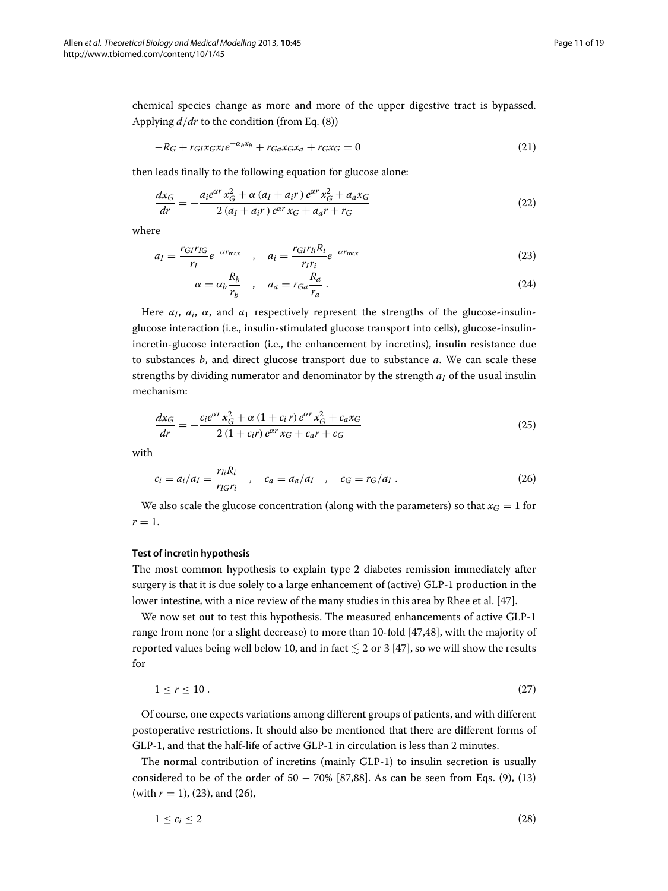chemical species change as more and more of the upper digestive tract is bypassed. Applying $d/dr$ to the condition (from Eq. (8))

$$-R_G + r_{GI} x_G x_I e^{-\alpha_b x_b} + r_{Ga} x_G x_a + r_G x_G = 0 \tag{21}$$

then leads finally to the following equation for glucose alone:

$$\frac{dx_G}{dr} = -\frac{a_i e^{\alpha r} x_G^2 + \alpha \left(a_I + a_i r\right) e^{\alpha r} x_G^2 + a_a x_G}{2 \left(a_I + a_i r\right) e^{\alpha r} x_G + a_a r + r_G} \tag{22}$$

where

$$a_I = \frac{r_{GI} r_{IG}}{r_I} e^{-\alpha r_{\max}} \quad , \quad a_i = \frac{r_{GI} r_{Ii} R_i}{r_I r_i} e^{-\alpha r_{\max}} \tag{23}$$

$$\alpha = \alpha_b \frac{R_b}{r_b} \quad , \quad a_a = r_{Ga} \frac{R_a}{r_a} \, . \tag{24}$$

Here $a_I$, $a_i$, $\alpha$, and $a_1$ respectively represent the strengths of the glucose-insulin-glucose interaction (i.e., insulin-stimulated glucose transport into cells), glucose-insulin-incretin-glucose interaction (i.e., the enhancement by incretins), insulin resistance due to substances $b$, and direct glucose transport due to substance $a$. We can scale these strengths by dividing numerator and denominator by the strength $a_I$ of the usual insulin mechanism:

$$\frac{dx_G}{dr} = -\frac{c_i e^{\alpha r} x_G^2 + \alpha \left(1 + c_i r\right) e^{\alpha r} x_G^2 + c_a x_G}{2 \left(1 + c_i r\right) e^{\alpha r} x_G + c_a r + c_G} \tag{25}$$

with

$$c_i = a_i / a_I = \frac{r_{Ii} R_i}{r_{IG} r_i} \quad , \quad c_a = a_a / a_I \quad , \quad c_G = r_G / a_I \, . \tag{26}$$

We also scale the glucose concentration (along with the parameters) so that $x_G = 1$ for $r = 1$.

#### Test of incretin hypothesis

The most common hypothesis to explain type 2 diabetes remission immediately after surgery is that it is due solely to a large enhancement of (active) GLP-1 production in the lower intestine, with a nice review of the many studies in this area by Rhee et al. [47].

We now set out to test this hypothesis. The measured enhancements of active GLP-1 range from none (or a slight decrease) to more than 10-fold [47,48], with the majority of reported values being well below 10, and in fact $\lesssim 2$ or 3 [47], so we will show the results for

$$1 \leq r \leq 10 \, . \tag{27}$$

Of course, one expects variations among different groups of patients, and with different postoperative restrictions. It should also be mentioned that there are different forms of GLP-1, and that the half-life of active GLP-1 in circulation is less than 2 minutes.

The normal contribution of incretins (mainly GLP-1) to insulin secretion is usually considered to be of the order of $50 - 70\%$ [87,88]. As can be seen from Eqs. (9), (13) (with $r = 1$), (23), and (26),

$$1 \leq c_i \leq 2 \tag{28}$$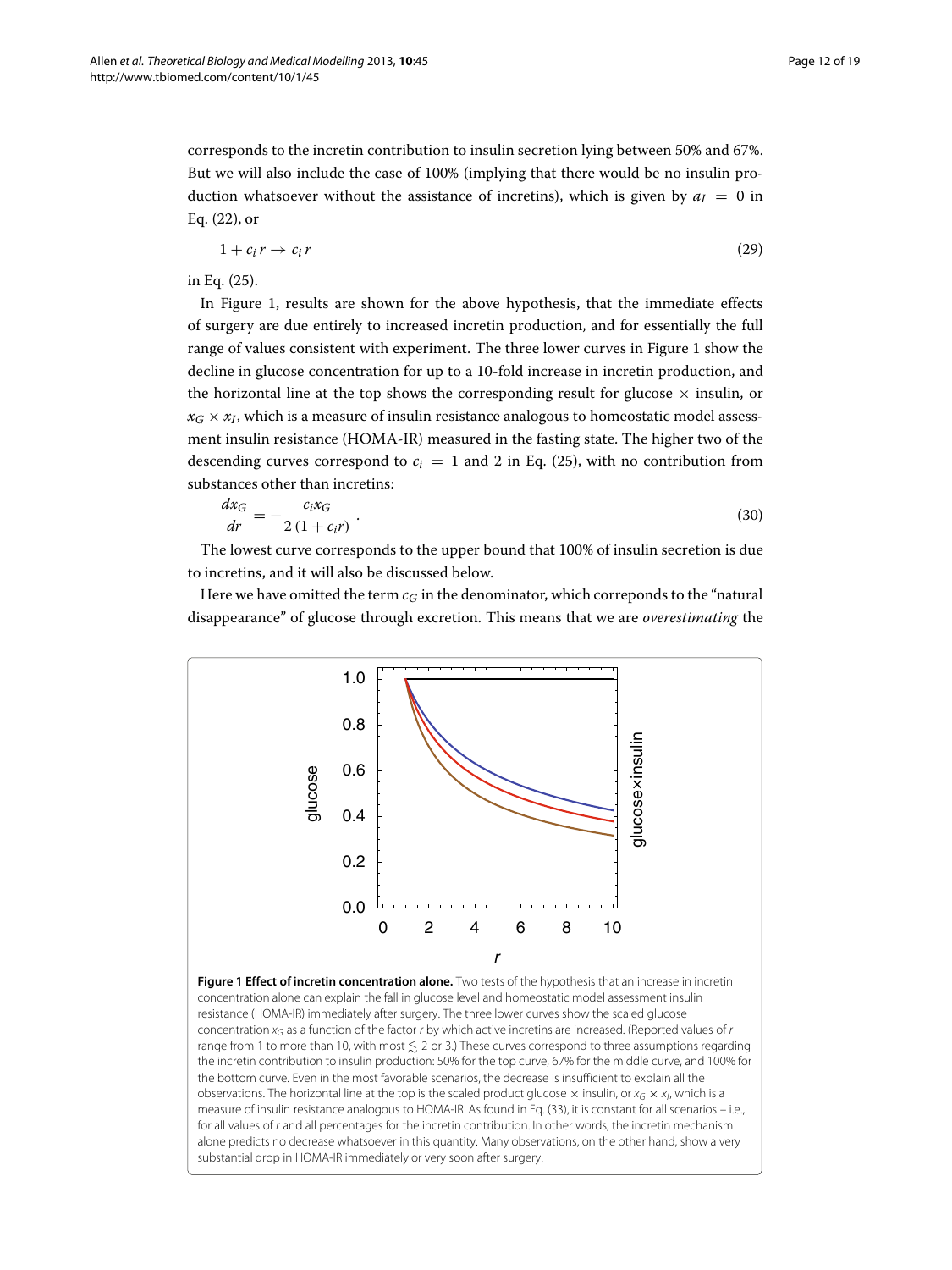corresponds to the incretin contribution to insulin secretion lying between 50% and 67%. But we will also include the case of 100% (implying that there would be no insulin production whatsoever without the assistance of incretins), which is given by $a_I = 0$ in Eq. (22), or

$$1 + c_i r \rightarrow c_i r \tag{29}$$

in Eq. (25).

In Figure 1, results are shown for the above hypothesis, that the immediate effects of surgery are due entirely to increased incretin production, and for essentially the full range of values consistent with experiment. The three lower curves in Figure 1 show the decline in glucose concentration for up to a 10-fold increase in incretin production, and the horizontal line at the top shows the corresponding result for glucose × insulin, or $x_G \times x_I$, which is a measure of insulin resistance analogous to homeostatic model assessment insulin resistance (HOMA-IR) measured in the fasting state. The higher two of the descending curves correspond to $c_i = 1$ and 2 in Eq. (25), with no contribution from substances other than incretins:

$$\frac{dx_G}{dr} = -\frac{c_i x_G}{2\,(1 + c_i r)} \,. \tag{30}$$

The lowest curve corresponds to the upper bound that 100% of insulin secretion is due to incretins, and it will also be discussed below.

Here we have omitted the term $c_G$ in the denominator, which correponds to the "natural disappearance" of glucose through excretion. This means that we are *overestimating* the

**Figure 1 Effect of incretin concentration alone.** Two tests of the hypothesis that an increase in incretin concentration alone can explain the fall in glucose level and homeostatic model assessment insulin resistance (HOMA-IR) immediately after surgery. The three lower curves show the scaled glucose concentration $x_G$ as a function of the factor $r$ by which active incretins are increased. (Reported values of $r$ range from 1 to more than 10, with most $\lesssim 2$ or 3.) These curves correspond to three assumptions regarding the incretin contribution to insulin production: 50% for the top curve, 67% for the middle curve, and 100% for the bottom curve. Even in the most favorable scenarios, the decrease is insufficient to explain all the observations. The horizontal line at the top is the scaled product glucose × insulin, or $x_G \times x_I$, which is a measure of insulin resistance analogous to HOMA-IR. As found in Eq. (33), it is constant for all scenarios – i.e., for all values of $r$ and all percentages for the incretin contribution. In other words, the incretin mechanism alone predicts no decrease whatsoever in this quantity. Many observations, on the other hand, show a very substantial drop in HOMA-IR immediately or very soon after surgery.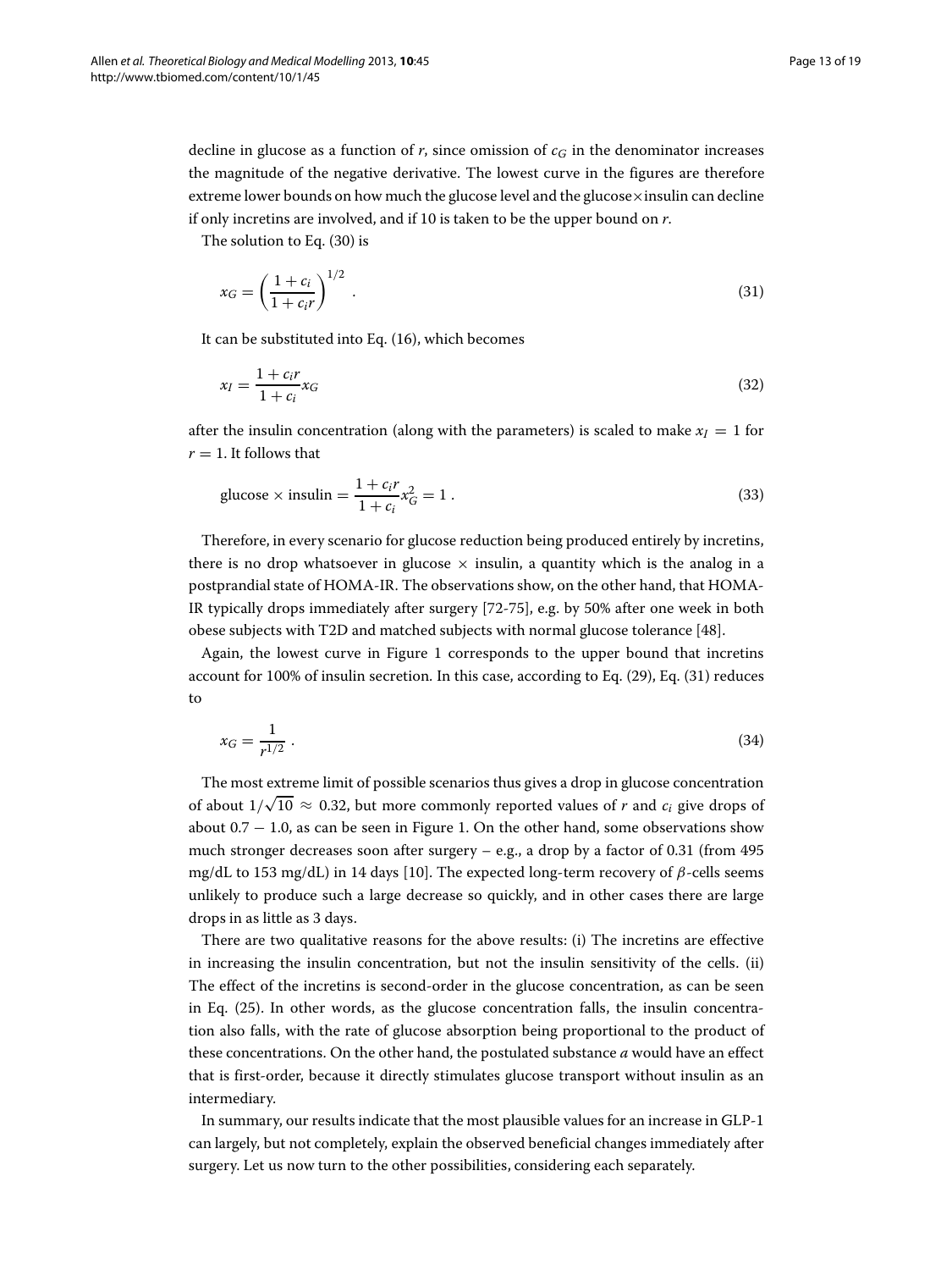decline in glucose as a function of $r$, since omission of $c_G$ in the denominator increases the magnitude of the negative derivative. The lowest curve in the figures are therefore extreme lower bounds on how much the glucose level and the glucose×insulin can decline if only incretins are involved, and if 10 is taken to be the upper bound on $r$.

The solution to Eq. (30) is

$$x_G = \left( \frac{1 + c_i}{1 + c_i r} \right)^{1/2} . \tag{31}$$

It can be substituted into Eq. (16), which becomes

$$x_I = \frac{1 + c_i r}{1 + c_i} x_G \tag{32}$$

after the insulin concentration (along with the parameters) is scaled to make $x_I = 1$ for $r = 1$. It follows that

$$\text{glucose} \times \text{insulin} = \frac{1 + c_i r}{1 + c_i} x_G^2 = 1 . \tag{33}$$

Therefore, in every scenario for glucose reduction being produced entirely by incretins, there is no drop whatsoever in glucose × insulin, a quantity which is the analog in a postprandial state of HOMA-IR. The observations show, on the other hand, that HOMA-IR typically drops immediately after surgery [72-75], e.g. by 50% after one week in both obese subjects with T2D and matched subjects with normal glucose tolerance [48].

Again, the lowest curve in Figure 1 corresponds to the upper bound that incretins account for 100% of insulin secretion. In this case, according to Eq. (29), Eq. (31) reduces to

$$x_G = \frac{1}{r^{1/2}} . \tag{34}$$

The most extreme limit of possible scenarios thus gives a drop in glucose concentration of about $1/\sqrt{10} \approx 0.32$, but more commonly reported values of $r$ and $c_i$ give drops of about $0.7 - 1.0$, as can be seen in Figure 1. On the other hand, some observations show much stronger decreases soon after surgery – e.g., a drop by a factor of 0.31 (from 495 mg/dL to 153 mg/dL) in 14 days [10]. The expected long-term recovery of $\beta$-cells seems unlikely to produce such a large decrease so quickly, and in other cases there are large drops in as little as 3 days.

There are two qualitative reasons for the above results: (i) The incretins are effective in increasing the insulin concentration, but not the insulin sensitivity of the cells. (ii) The effect of the incretins is second-order in the glucose concentration, as can be seen in Eq. (25). In other words, as the glucose concentration falls, the insulin concentration also falls, with the rate of glucose absorption being proportional to the product of these concentrations. On the other hand, the postulated substance $a$ would have an effect that is first-order, because it directly stimulates glucose transport without insulin as an intermediary.

In summary, our results indicate that the most plausible values for an increase in GLP-1 can largely, but not completely, explain the observed beneficial changes immediately after surgery. Let us now turn to the other possibilities, considering each separately.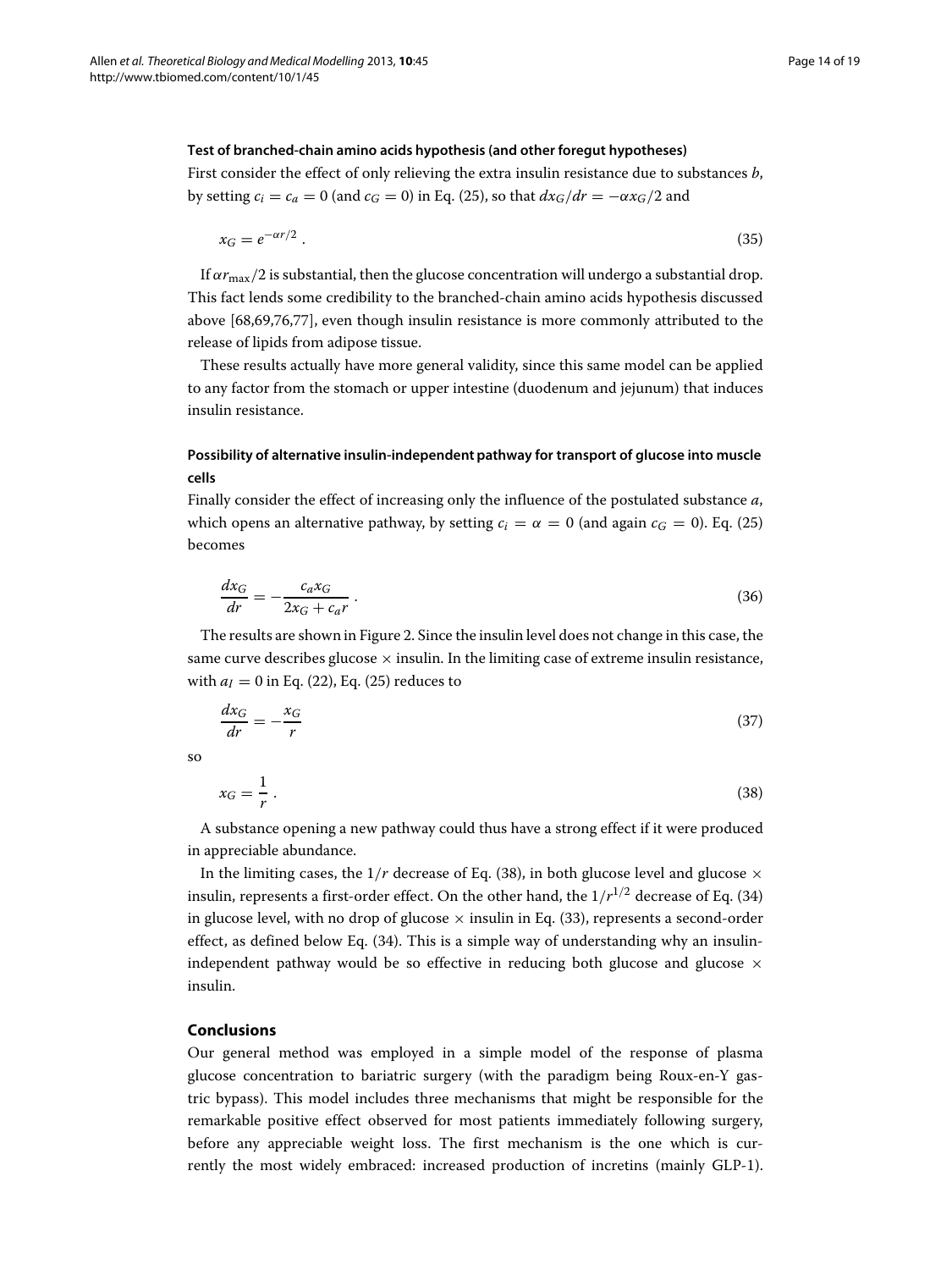#### Test of branched-chain amino acids hypothesis (and other foregut hypotheses)

First consider the effect of only relieving the extra insulin resistance due to substances $b$, by setting $c_i = c_a = 0$ (and $c_G = 0$) in Eq. (25), so that $dx_G/dr = -\alpha x_G/2$ and

$$x_G = e^{-\alpha r/2} \, . \tag{35}$$

If $\alpha r_{\max}/2$ is substantial, then the glucose concentration will undergo a substantial drop. This fact lends some credibility to the branched-chain amino acids hypothesis discussed above [68,69,76,77], even though insulin resistance is more commonly attributed to the release of lipids from adipose tissue.

These results actually have more general validity, since this same model can be applied to any factor from the stomach or upper intestine (duodenum and jejunum) that induces insulin resistance.

#### Possibility of alternative insulin-independent pathway for transport of glucose into muscle cells

Finally consider the effect of increasing only the influence of the postulated substance $a$, which opens an alternative pathway, by setting $c_i = \alpha = 0$ (and again $c_G = 0$). Eq. (25) becomes

$$\frac{dx_G}{dr} = -\frac{c_a x_G}{2x_G + c_a r} \, . \tag{36}$$

The results are shown in Figure 2. Since the insulin level does not change in this case, the same curve describes glucose $\times$ insulin. In the limiting case of extreme insulin resistance, with $a_I = 0$ in Eq. (22), Eq. (25) reduces to

$$\frac{dx_G}{dr} = -\frac{x_G}{r} \tag{37}$$

so

$$x_G = \frac{1}{r} \, . \tag{38}$$

A substance opening a new pathway could thus have a strong effect if it were produced in appreciable abundance.

In the limiting cases, the $1/r$ decrease of Eq. (38), in both glucose level and glucose $\times$ insulin, represents a first-order effect. On the other hand, the $1/r^{1/2}$ decrease of Eq. (34) in glucose level, with no drop of glucose $\times$ insulin in Eq. (33), represents a second-order effect, as defined below Eq. (34). This is a simple way of understanding why an insulin-independent pathway would be so effective in reducing both glucose and glucose $\times$ insulin.

## Conclusions

Our general method was employed in a simple model of the response of plasma glucose concentration to bariatric surgery (with the paradigm being Roux-en-Y gastric bypass). This model includes three mechanisms that might be responsible for the remarkable positive effect observed for most patients immediately following surgery, before any appreciable weight loss. The first mechanism is the one which is currently the most widely embraced: increased production of incretins (mainly GLP-1).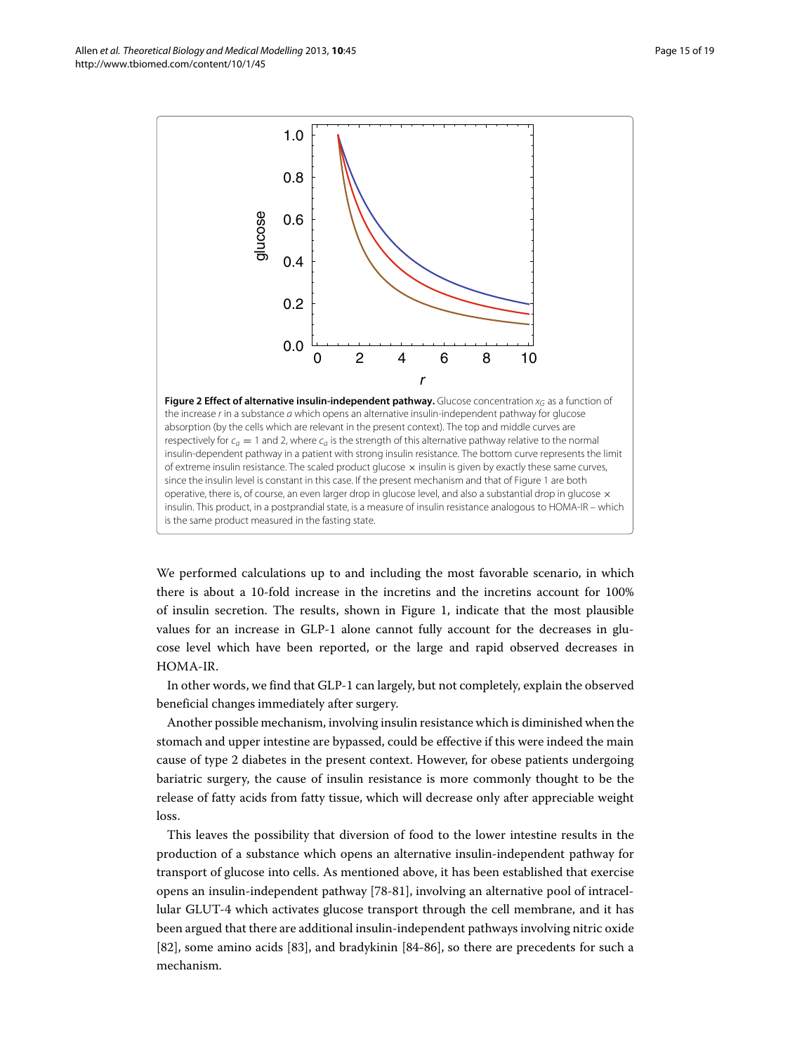**Figure 2 Effect of alternative insulin-independent pathway.** Glucose concentration $x_G$ as a function of the increase $r$ in a substance $a$ which opens an alternative insulin-independent pathway for glucose absorption (by the cells which are relevant in the present context). The top and middle curves are respectively for $c_a = 1$ and 2, where $c_a$ is the strength of this alternative pathway relative to the normal insulin-dependent pathway in a patient with strong insulin resistance. The bottom curve represents the limit of extreme insulin resistance. The scaled product glucose × insulin is given by exactly these same curves, since the insulin level is constant in this case. If the present mechanism and that of Figure 1 are both operative, there is, of course, an even larger drop in glucose level, and also a substantial drop in glucose × insulin. This product, in a postprandial state, is a measure of insulin resistance analogous to HOMA-IR – which is the same product measured in the fasting state.

We performed calculations up to and including the most favorable scenario, in which there is about a 10-fold increase in the incretins and the incretins account for 100% of insulin secretion. The results, shown in Figure 1, indicate that the most plausible values for an increase in GLP-1 alone cannot fully account for the decreases in glucose level which have been reported, or the large and rapid observed decreases in HOMA-IR.

In other words, we find that GLP-1 can largely, but not completely, explain the observed beneficial changes immediately after surgery.

Another possible mechanism, involving insulin resistance which is diminished when the stomach and upper intestine are bypassed, could be effective if this were indeed the main cause of type 2 diabetes in the present context. However, for obese patients undergoing bariatric surgery, the cause of insulin resistance is more commonly thought to be the release of fatty acids from fatty tissue, which will decrease only after appreciable weight loss.

This leaves the possibility that diversion of food to the lower intestine results in the production of a substance which opens an alternative insulin-independent pathway for transport of glucose into cells. As mentioned above, it has been established that exercise opens an insulin-independent pathway [78-81], involving an alternative pool of intracellular GLUT-4 which activates glucose transport through the cell membrane, and it has been argued that there are additional insulin-independent pathways involving nitric oxide [82], some amino acids [83], and bradykinin [84-86], so there are precedents for such a mechanism.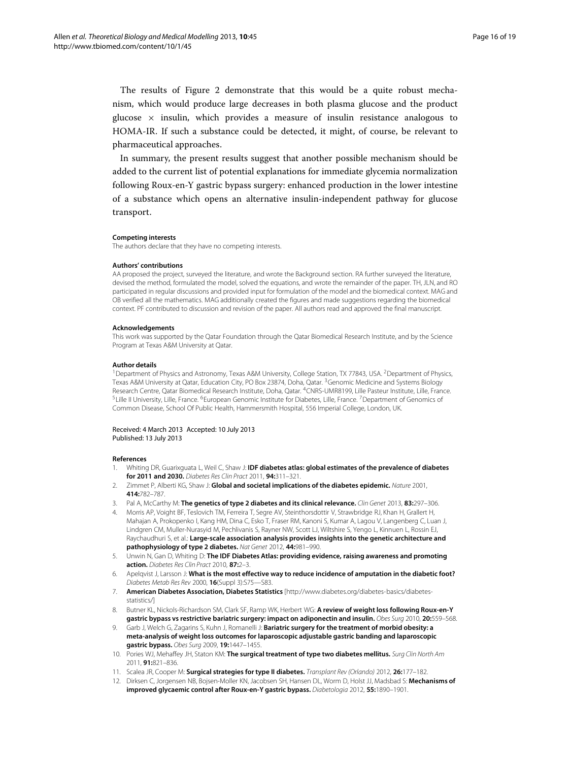The results of Figure 2 demonstrate that this would be a quite robust mechanism, which would produce large decreases in both plasma glucose and the product glucose $\times$ insulin, which provides a measure of insulin resistance analogous to HOMA-IR. If such a substance could be detected, it might, of course, be relevant to pharmaceutical approaches.

In summary, the present results suggest that another possible mechanism should be added to the current list of potential explanations for immediate glycemia normalization following Roux-en-Y gastric bypass surgery: enhanced production in the lower intestine of a substance which opens an alternative insulin-independent pathway for glucose transport.

#### Competing interests

The authors declare that they have no competing interests.

#### Authors' contributions

AA proposed the project, surveyed the literature, and wrote the Background section. RA further surveyed the literature, devised the method, formulated the model, solved the equations, and wrote the remainder of the paper. TH, JLN, and RO participated in regular discussions and provided input for formulation of the model and the biomedical context. MAG and OB verified all the mathematics. MAG additionally created the figures and made suggestions regarding the biomedical context. PF contributed to discussion and revision of the paper. All authors read and approved the final manuscript.

#### Acknowledgements

This work was supported by the Qatar Foundation through the Qatar Biomedical Research Institute, and by the Science Program at Texas A&M University at Qatar.

#### Author details

[1]Department of Physics and Astronomy, Texas A&M University, College Station, TX 77843, USA. [2]Department of Physics, Texas A&M University at Qatar, Education City, PO Box 23874, Doha, Qatar. [3]Genomic Medicine and Systems Biology Research Centre, Qatar Biomedical Research Institute, Doha, Qatar. [4]CNRS-UMR8199, Lille Pasteur Institute, Lille, France. [5]Lille II University, Lille, France. [6]European Genomic Institute for Diabetes, Lille, France. [7]Department of Genomics of Common Disease, School Of Public Health, Hammersmith Hospital, 556 Imperial College, London, UK.

Received: 4 March 2013 Accepted: 10 July 2013
Published: 13 July 2013

#### References

1. Whiting DR, Guarixguata L, Weil C, Shaw J: **IDF diabetes atlas: global estimates of the prevalence of diabetes for 2011 and 2030.** *Diabetes Res Clin Pract* 2011, **94:**311–321.
2. Zimmet P, Alberti KG, Shaw J: **Global and societal implications of the diabetes epidemic.** *Nature* 2001, **414:**782–787.
3. Pal A, McCarthy M: **The genetics of type 2 diabetes and its clinical relevance.** *Clin Genet* 2013, **83:**297–306.
4. Morris AP, Voight BF, Teslovich TM, Ferreira T, Segre AV, Steinthorsdottir V, Strawbridge RJ, Khan H, Grallert H, Mahajan A, Prokopenko I, Kang HM, Dina C, Esko T, Fraser RM, Kanoni S, Kumar A, Lagou V, Langenberg C, Luan J, Lindgren CM, Muller-Nurasyid M, Pechlivanis S, Rayner NW, Scott LJ, Wiltshire S, Yengo L, Kinnuen L, Rossin EJ, Raychaudhuri S, et al.: **Large-scale association analysis provides insights into the genetic architecture and pathophysiology of type 2 diabetes.** *Nat Genet* 2012, **44:**981–990.
5. Unwin N, Gan D, Whiting D: **The IDF Diabetes Atlas: providing evidence, raising awareness and promoting action.** *Diabetes Res Clin Pract* 2010, **87:**2–3.
6. Apelqvist J, Larsson J: **What is the most effective way to reduce incidence of amputation in the diabetic foot?** *Diabetes Metab Res Rev* 2000, **16**(Suppl 3):S75—S83.
7. **American Diabetes Association, Diabetes Statistics** [http://www.diabetes.org/diabetes-basics/diabetes-statistics/]
8. Butner KL, Nickols-Richardson SM, Clark SF, Ramp WK, Herbert WG: **A review of weight loss following Roux-en-Y gastric bypass vs restrictive bariatric surgery: impact on adiponectin and insulin.** *Obes Surg* 2010, **20:**559–568.
9. Garb J, Welch G, Zagarins S, Kuhn J, Romanelli J: **Bariatric surgery for the treatment of morbid obesity: a meta-analysis of weight loss outcomes for laparoscopic adjustable gastric banding and laparoscopic gastric bypass.** *Obes Surg* 2009, **19:**1447–1455.
10. Pories WJ, Mehaffey JH, Staton KM: **The surgical treatment of type two diabetes mellitus.** *Surg Clin North Am* 2011, **91:**821–836.
11. Scalea JR, Cooper M: **Surgical strategies for type II diabetes.** *Transplant Rev (Orlando)* 2012, **26:**177–182.
12. Dirksen C, Jorgensen NB, Bojsen-Moller KN, Jacobsen SH, Hansen DL, Worm D, Holst JJ, Madsbad S: **Mechanisms of improved glycaemic control after Roux-en-Y gastric bypass.** *Diabetologia* 2012, **55:**1890–1901.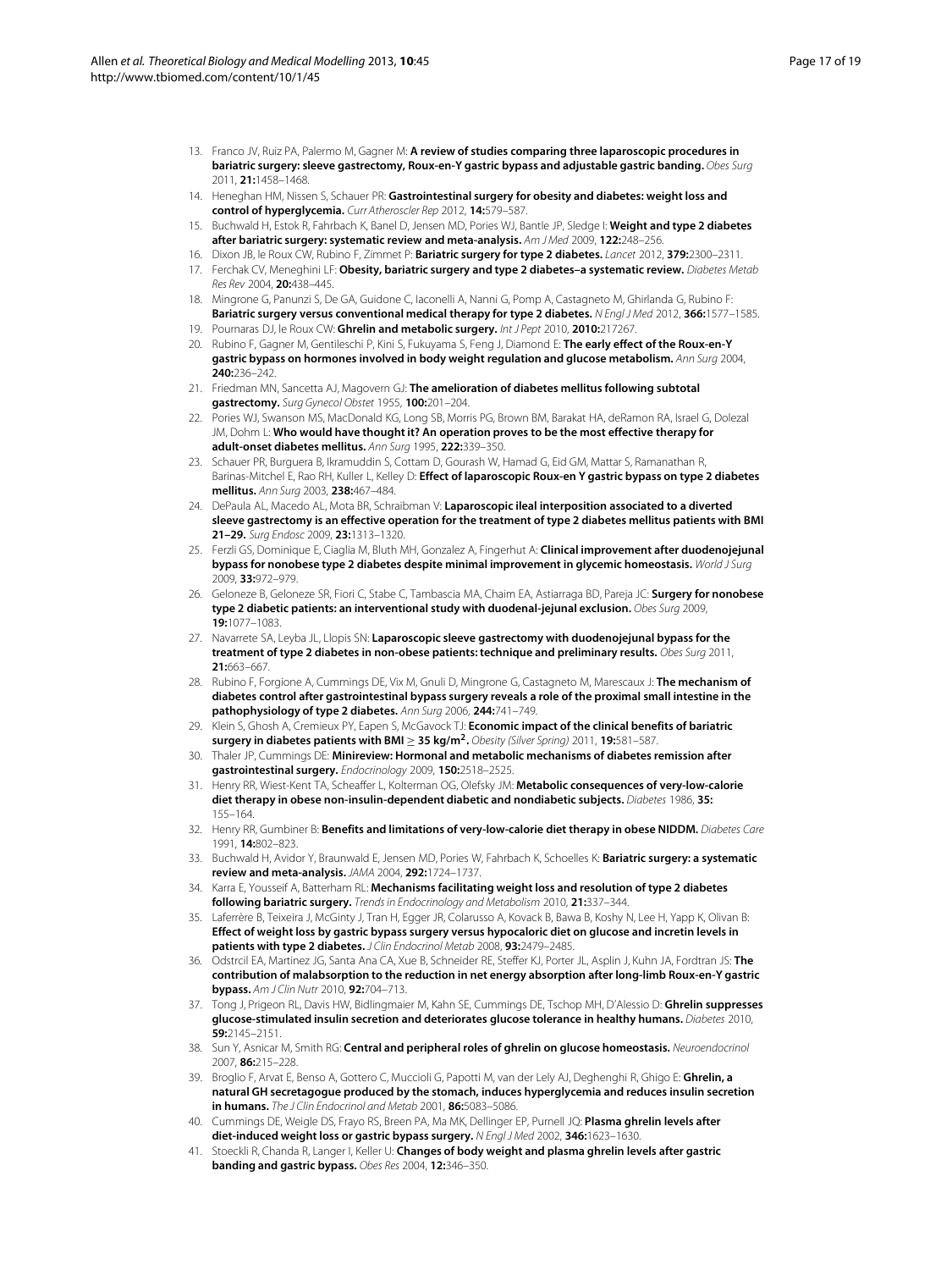13. Franco JV, Ruiz PA, Palermo M, Gagner M: **A review of studies comparing three laparoscopic procedures in bariatric surgery: sleeve gastrectomy, Roux-en-Y gastric bypass and adjustable gastric banding.** *Obes Surg* 2011, **21:**1458–1468.
14. Heneghan HM, Nissen S, Schauer PR: **Gastrointestinal surgery for obesity and diabetes: weight loss and control of hyperglycemia.** *Curr Atheroscler Rep* 2012, **14:**579–587.
15. Buchwald H, Estok R, Fahrbach K, Banel D, Jensen MD, Pories WJ, Bantle JP, Sledge I: **Weight and type 2 diabetes after bariatric surgery: systematic review and meta-analysis.** *Am J Med* 2009, **122:**248–256.
16. Dixon JB, le Roux CW, Rubino F, Zimmet P: **Bariatric surgery for type 2 diabetes.** *Lancet* 2012, **379:**2300–2311.
17. Ferchak CV, Meneghini LF: **Obesity, bariatric surgery and type 2 diabetes–a systematic review.** *Diabetes Metab Res Rev* 2004, **20:**438–445.
18. Mingrone G, Panunzi S, De GA, Guidone C, Iaconelli A, Nanni G, Pomp A, Castagneto M, Ghirlanda G, Rubino F: **Bariatric surgery versus conventional medical therapy for type 2 diabetes.** *N Engl J Med* 2012, **366:**1577–1585.
19. Pournaras DJ, le Roux CW: **Ghrelin and metabolic surgery.** *Int J Pept* 2010, **2010:**217267.
20. Rubino F, Gagner M, Gentileschi P, Kini S, Fukuyama S, Feng J, Diamond E: **The early effect of the Roux-en-Y gastric bypass on hormones involved in body weight regulation and glucose metabolism.** *Ann Surg* 2004, **240:**236–242.
21. Friedman MN, Sancetta AJ, Magovern GJ: **The amelioration of diabetes mellitus following subtotal gastrectomy.** *Surg Gynecol Obstet* 1955, **100:**201–204.
22. Pories WJ, Swanson MS, MacDonald KG, Long SB, Morris PG, Brown BM, Barakat HA, deRamon RA, Israel G, Dolezal JM, Dohm L: **Who would have thought it? An operation proves to be the most effective therapy for adult-onset diabetes mellitus.** *Ann Surg* 1995, **222:**339–350.
23. Schauer PR, Burguera B, Ikramuddin S, Cottam D, Gourash W, Hamad G, Eid GM, Mattar S, Ramanathan R, Barinas-Mitchel E, Rao RH, Kuller L, Kelley D: **Effect of laparoscopic Roux-en Y gastric bypass on type 2 diabetes mellitus.** *Ann Surg* 2003, **238:**467–484.
24. DePaula AL, Macedo AL, Mota BR, Schraibman V: **Laparoscopic ileal interposition associated to a diverted sleeve gastrectomy is an effective operation for the treatment of type 2 diabetes mellitus patients with BMI 21–29.** *Surg Endosc* 2009, **23:**1313–1320.
25. Ferzli GS, Dominique E, Ciaglia M, Bluth MH, Gonzalez A, Fingerhut A: **Clinical improvement after duodenojejunal bypass for nonobese type 2 diabetes despite minimal improvement in glycemic homeostasis.** *World J Surg* 2009, **33:**972–979.
26. Geloneze B, Geloneze SR, Fiori C, Stabe C, Tambascia MA, Chaim EA, Astiarraga BD, Pareja JC: **Surgery for nonobese type 2 diabetic patients: an interventional study with duodenal-jejunal exclusion.** *Obes Surg* 2009, **19:**1077–1083.
27. Navarrete SA, Leyba JL, Llopis SN: **Laparoscopic sleeve gastrectomy with duodenojejunal bypass for the treatment of type 2 diabetes in non-obese patients: technique and preliminary results.** *Obes Surg* 2011, **21:**663–667.
28. Rubino F, Forgione A, Cummings DE, Vix M, Gnuli D, Mingrone G, Castagneto M, Marescaux J: **The mechanism of diabetes control after gastrointestinal bypass surgery reveals a role of the proximal small intestine in the pathophysiology of type 2 diabetes.** *Ann Surg* 2006, **244:**741–749.
29. Klein S, Ghosh A, Cremieux PY, Eapen S, McGavock TJ: **Economic impact of the clinical benefits of bariatric surgery in diabetes patients with BMI $\geq$ 35 kg/m$^2$.** *Obesity (Silver Spring)* 2011, **19:**581–587.
30. Thaler JP, Cummings DE: **Minireview: Hormonal and metabolic mechanisms of diabetes remission after gastrointestinal surgery.** *Endocrinology* 2009, **150:**2518–2525.
31. Henry RR, Wiest-Kent TA, Scheaffer L, Kolterman OG, Olefsky JM: **Metabolic consequences of very-low-calorie diet therapy in obese non-insulin-dependent diabetic and nondiabetic subjects.** *Diabetes* 1986, **35:** 155–164.
32. Henry RR, Gumbiner B: **Benefits and limitations of very-low-calorie diet therapy in obese NIDDM.** *Diabetes Care* 1991, **14:**802–823.
33. Buchwald H, Avidor Y, Braunwald E, Jensen MD, Pories W, Fahrbach K, Schoelles K: **Bariatric surgery: a systematic review and meta-analysis.** *JAMA* 2004, **292:**1724–1737.
34. Karra E, Yousseif A, Batterham RL: **Mechanisms facilitating weight loss and resolution of type 2 diabetes following bariatric surgery.** *Trends in Endocrinology and Metabolism* 2010, **21:**337–344.
35. Laferrère B, Teixeira J, McGinty J, Tran H, Egger JR, Colarusso A, Kovack B, Bawa B, Koshy N, Lee H, Yapp K, Olivan B: **Effect of weight loss by gastric bypass surgery versus hypocaloric diet on glucose and incretin levels in patients with type 2 diabetes.** *J Clin Endocrinol Metab* 2008, **93:**2479–2485.
36. Odstrcil EA, Martinez JG, Santa Ana CA, Xue B, Schneider RE, Steffer KJ, Porter JL, Asplin J, Kuhn JA, Fordtran JS: **The contribution of malabsorption to the reduction in net energy absorption after long-limb Roux-en-Y gastric bypass.** *Am J Clin Nutr* 2010, **92:**704–713.
37. Tong J, Prigeon RL, Davis HW, Bidlingmaier M, Kahn SE, Cummings DE, Tschop MH, D'Alessio D: **Ghrelin suppresses glucose-stimulated insulin secretion and deteriorates glucose tolerance in healthy humans.** *Diabetes* 2010, **59:**2145–2151.
38. Sun Y, Asnicar M, Smith RG: **Central and peripheral roles of ghrelin on glucose homeostasis.** *Neuroendocrinol* 2007, **86:**215–228.
39. Broglio F, Arvat E, Benso A, Gottero C, Muccioli G, Papotti M, van der Lely AJ, Deghenghi R, Ghigo E: **Ghrelin, a natural GH secretagogue produced by the stomach, induces hyperglycemia and reduces insulin secretion in humans.** *The J Clin Endocrinol and Metab* 2001, **86:**5083–5086.
40. Cummings DE, Weigle DS, Frayo RS, Breen PA, Ma MK, Dellinger EP, Purnell JQ: **Plasma ghrelin levels after diet-induced weight loss or gastric bypass surgery.** *N Engl J Med* 2002, **346:**1623–1630.
41. Stoeckli R, Chanda R, Langer I, Keller U: **Changes of body weight and plasma ghrelin levels after gastric banding and gastric bypass.** *Obes Res* 2004, **12:**346–350.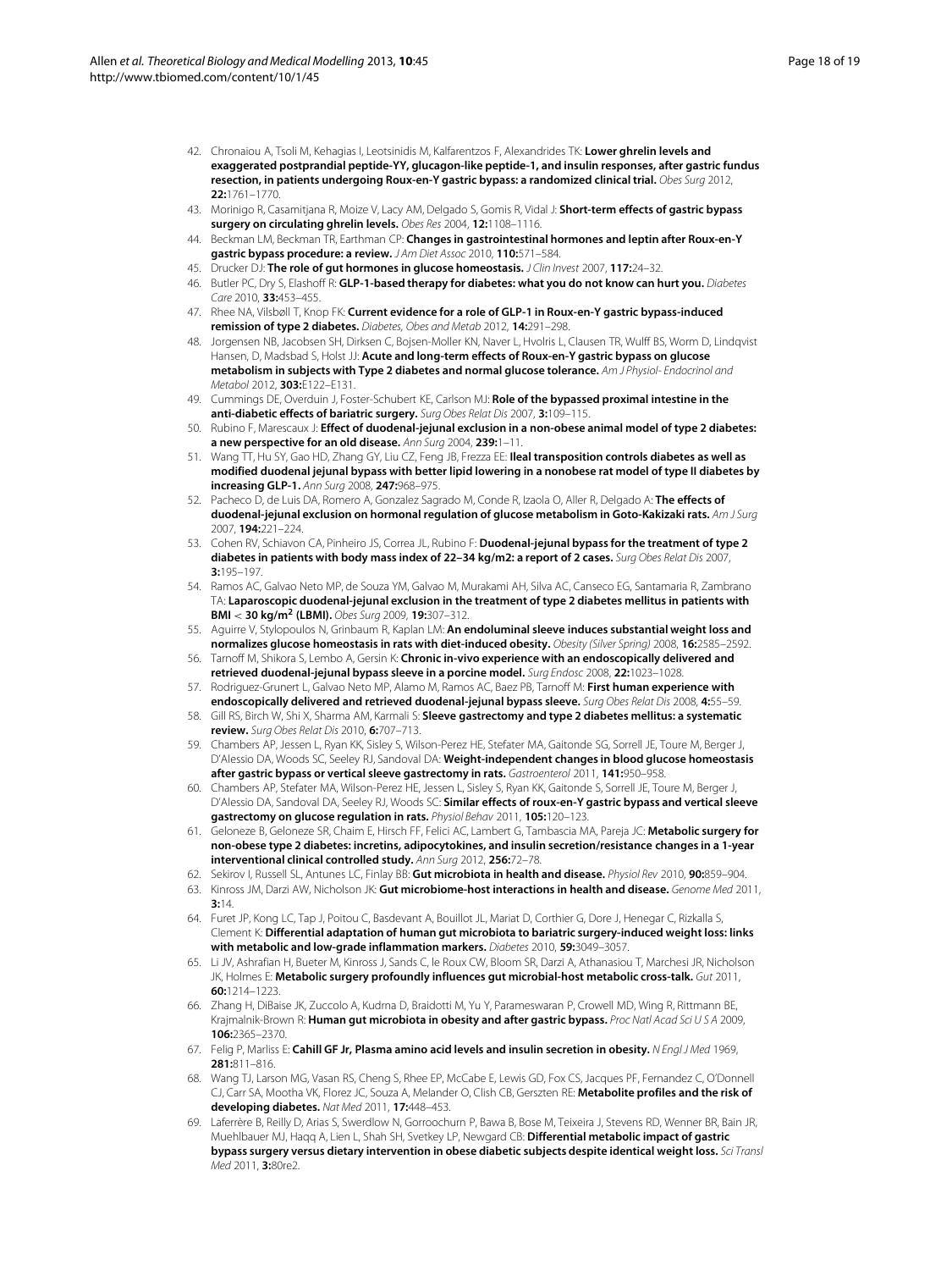42. Chronaiou A, Tsoli M, Kehagias I, Leotsinidis M, Kalfarentzos F, Alexandrides TK: **Lower ghrelin levels and exaggerated postprandial peptide-YY, glucagon-like peptide-1, and insulin responses, after gastric fundus resection, in patients undergoing Roux-en-Y gastric bypass: a randomized clinical trial.** *Obes Surg* 2012, **22:**1761–1770.
43. Morinigo R, Casamitjana R, Moize V, Lacy AM, Delgado S, Gomis R, Vidal J: **Short-term effects of gastric bypass surgery on circulating ghrelin levels.** *Obes Res* 2004, **12:**1108–1116.
44. Beckman LM, Beckman TR, Earthman CP: **Changes in gastrointestinal hormones and leptin after Roux-en-Y gastric bypass procedure: a review.** *J Am Diet Assoc* 2010, **110:**571–584.
45. Drucker DJ: **The role of gut hormones in glucose homeostasis.** *J Clin Invest* 2007, **117:**24–32.
46. Butler PC, Dry S, Elashoff R: **GLP-1-based therapy for diabetes: what you do not know can hurt you.** *Diabetes Care* 2010, **33:**453–455.
47. Rhee NA, Vilsbøll T, Knop FK: **Current evidence for a role of GLP-1 in Roux-en-Y gastric bypass-induced remission of type 2 diabetes.** *Diabetes, Obes and Metab* 2012, **14:**291–298.
48. Jorgensen NB, Jacobsen SH, Dirksen C, Bojsen-Moller KN, Naver L, Hvolris L, Clausen TR, Wulff BS, Worm D, Lindqvist Hansen, D, Madsbad S, Holst JJ: **Acute and long-term effects of Roux-en-Y gastric bypass on glucose metabolism in subjects with Type 2 diabetes and normal glucose tolerance.** *Am J Physiol- Endocrinol and Metabol* 2012, **303:**E122–E131.
49. Cummings DE, Overduin J, Foster-Schubert KE, Carlson MJ: **Role of the bypassed proximal intestine in the anti-diabetic effects of bariatric surgery.** *Surg Obes Relat Dis* 2007, **3:**109–115.
50. Rubino F, Marescaux J: **Effect of duodenal-jejunal exclusion in a non-obese animal model of type 2 diabetes: a new perspective for an old disease.** *Ann Surg* 2004, **239:**1–11.
51. Wang TT, Hu SY, Gao HD, Zhang GY, Liu CZ, Feng JB, Frezza EE: **Ileal transposition controls diabetes as well as modified duodenal jejunal bypass with better lipid lowering in a nonobese rat model of type II diabetes by increasing GLP-1.** *Ann Surg* 2008, **247:**968–975.
52. Pacheco D, de Luis DA, Romero A, Gonzalez Sagrado M, Conde R, Izaola O, Aller R, Delgado A: **The effects of duodenal-jejunal exclusion on hormonal regulation of glucose metabolism in Goto-Kakizaki rats.** *Am J Surg* 2007, **194:**221–224.
53. Cohen RV, Schiavon CA, Pinheiro JS, Correa JL, Rubino F: **Duodenal-jejunal bypass for the treatment of type 2 diabetes in patients with body mass index of 22–34 kg/m2: a report of 2 cases.** *Surg Obes Relat Dis* 2007, **3:**195–197.
54. Ramos AC, Galvao Neto MP, de Souza YM, Galvao M, Murakami AH, Silva AC, Canseco EG, Santamaria R, Zambrano TA: **Laparoscopic duodenal-jejunal exclusion in the treatment of type 2 diabetes mellitus in patients with BMI < 30 kg/m$^2$ (LBMI).** *Obes Surg* 2009, **19:**307–312.
55. Aguirre V, Stylopoulos N, Grinbaum R, Kaplan LM: **An endoluminal sleeve induces substantial weight loss and normalizes glucose homeostasis in rats with diet-induced obesity.** *Obesity (Silver Spring)* 2008, **16:**2585–2592.
56. Tarnoff M, Shikora S, Lembo A, Gersin K: **Chronic in-vivo experience with an endoscopically delivered and retrieved duodenal-jejunal bypass sleeve in a porcine model.** *Surg Endosc* 2008, **22:**1023–1028.
57. Rodriguez-Grunert L, Galvao Neto MP, Alamo M, Ramos AC, Baez PB, Tarnoff M: **First human experience with endoscopically delivered and retrieved duodenal-jejunal bypass sleeve.** *Surg Obes Relat Dis* 2008, **4:**55–59.
58. Gill RS, Birch W, Shi X, Sharma AM, Karmali S: **Sleeve gastrectomy and type 2 diabetes mellitus: a systematic review.** *Surg Obes Relat Dis* 2010, **6:**707–713.
59. Chambers AP, Jessen L, Ryan KK, Sisley S, Wilson-Perez HE, Stefater MA, Gaitonde SG, Sorrell JE, Toure M, Berger J, D'Alessio DA, Woods SC, Seeley RJ, Sandoval DA: **Weight-independent changes in blood glucose homeostasis after gastric bypass or vertical sleeve gastrectomy in rats.** *Gastroenterol* 2011, **141:**950–958.
60. Chambers AP, Stefater MA, Wilson-Perez HE, Jessen L, Sisley S, Ryan KK, Gaitonde S, Sorrell JE, Toure M, Berger J, D'Alessio DA, Sandoval DA, Seeley RJ, Woods SC: **Similar effects of roux-en-Y gastric bypass and vertical sleeve gastrectomy on glucose regulation in rats.** *Physiol Behav* 2011, **105:**120–123.
61. Geloneze B, Geloneze SR, Chaim E, Hirsch FF, Felici AC, Lambert G, Tambascia MA, Pareja JC: **Metabolic surgery for non-obese type 2 diabetes: incretins, adipocytokines, and insulin secretion/resistance changes in a 1-year interventional clinical controlled study.** *Ann Surg* 2012, **256:**72–78.
62. Sekirov I, Russell SL, Antunes LC, Finlay BB: **Gut microbiota in health and disease.** *Physiol Rev* 2010, **90:**859–904.
63. Kinross JM, Darzi AW, Nicholson JK: **Gut microbiome-host interactions in health and disease.** *Genome Med* 2011, **3:**14.
64. Furet JP, Kong LC, Tap J, Poitou C, Basdevant A, Bouillot JL, Mariat D, Corthier G, Dore J, Henegar C, Rizkalla S, Clement K: **Differential adaptation of human gut microbiota to bariatric surgery-induced weight loss: links with metabolic and low-grade inflammation markers.** *Diabetes* 2010, **59:**3049–3057.
65. Li JV, Ashrafian H, Bueter M, Kinross J, Sands C, le Roux CW, Bloom SR, Darzi A, Athanasiou T, Marchesi JR, Nicholson JK, Holmes E: **Metabolic surgery profoundly influences gut microbial-host metabolic cross-talk.** *Gut* 2011, **60:**1214–1223.
66. Zhang H, DiBaise JK, Zuccolo A, Kudrna D, Braidotti M, Yu Y, Parameswaran P, Crowell MD, Wing R, Rittmann BE, Krajmalnik-Brown R: **Human gut microbiota in obesity and after gastric bypass.** *Proc Natl Acad Sci U S A* 2009, **106:**2365–2370.
67. Felig P, Marliss E: **Cahill GF Jr, Plasma amino acid levels and insulin secretion in obesity.** *N Engl J Med* 1969, **281:**811–816.
68. Wang TJ, Larson MG, Vasan RS, Cheng S, Rhee EP, McCabe E, Lewis GD, Fox CS, Jacques PF, Fernandez C, O'Donnell CJ, Carr SA, Mootha VK, Florez JC, Souza A, Melander O, Clish CB, Gerszten RE: **Metabolite profiles and the risk of developing diabetes.** *Nat Med* 2011, **17:**448–453.
69. Laferrère B, Reilly D, Arias S, Swerdlow N, Gorroochurn P, Bawa B, Bose M, Teixeira J, Stevens RD, Wenner BR, Bain JR, Muehlbauer MJ, Haqq A, Lien L, Shah SH, Svetkey LP, Newgard CB: **Differential metabolic impact of gastric bypass surgery versus dietary intervention in obese diabetic subjects despite identical weight loss.** *Sci Transl Med* 2011, **3:**80re2.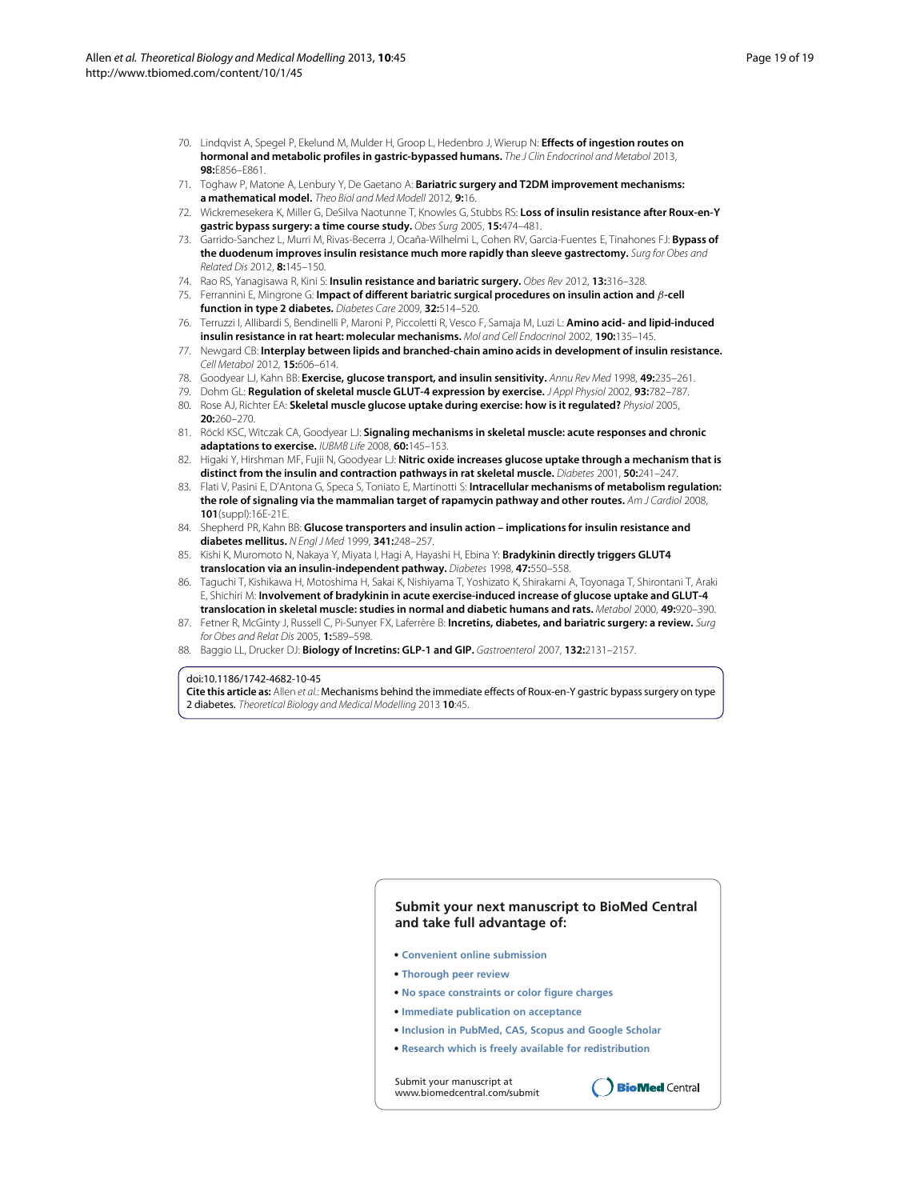70. Lindqvist A, Spegel P, Ekelund M, Mulder H, Groop L, Hedenbro J, Wierup N: **Effects of ingestion routes on hormonal and metabolic profiles in gastric-bypassed humans.** *The J Clin Endocrinol and Metabol* 2013, **98:**E856–E861.
71. Toghaw P, Matone A, Lenbury Y, De Gaetano A: **Bariatric surgery and T2DM improvement mechanisms: a mathematical model.** *Theo Biol and Med Modell* 2012, **9:**16.
72. Wickremesekera K, Miller G, DeSilva Naotunne T, Knowles G, Stubbs RS: **Loss of insulin resistance after Roux-en-Y gastric bypass surgery: a time course study.** *Obes Surg* 2005, **15:**474–481.
73. Garrido-Sanchez L, Murri M, Rivas-Becerra J, Ocaña-Wilhelmi L, Cohen RV, Garcia-Fuentes E, Tinahones FJ: **Bypass of the duodenum improves insulin resistance much more rapidly than sleeve gastrectomy.** *Surg for Obes and Related Dis* 2012, **8:**145–150.
74. Rao RS, Yanagisawa R, Kini S: **Insulin resistance and bariatric surgery.** *Obes Rev* 2012, **13:**316–328.
75. Ferrannini E, Mingrone G: **Impact of different bariatric surgical procedures on insulin action and $\beta$-cell function in type 2 diabetes.** *Diabetes Care* 2009, **32:**514–520.
76. Terruzzi I, Allibardi S, Bendinelli P, Maroni P, Piccoletti R, Vesco F, Samaja M, Luzi L: **Amino acid- and lipid-induced insulin resistance in rat heart: molecular mechanisms.** *Mol and Cell Endocrinol* 2002, **190:**135–145.
77. Newgard CB: **Interplay between lipids and branched-chain amino acids in development of insulin resistance.** *Cell Metabol* 2012, **15:**606–614.
78. Goodyear LJ, Kahn BB: **Exercise, glucose transport, and insulin sensitivity.** *Annu Rev Med* 1998, **49:**235–261.
79. Dohm GL: **Regulation of skeletal muscle GLUT-4 expression by exercise.** *J Appl Physiol* 2002, **93:**782–787.
80. Rose AJ, Richter EA: **Skeletal muscle glucose uptake during exercise: how is it regulated?** *Physiol* 2005, **20:**260–270.
81. Röckl KSC, Witczak CA, Goodyear LJ: **Signaling mechanisms in skeletal muscle: acute responses and chronic adaptations to exercise.** *IUBMB Life* 2008, **60:**145–153.
82. Higaki Y, Hirshman MF, Fujii N, Goodyear LJ: **Nitric oxide increases glucose uptake through a mechanism that is distinct from the insulin and contraction pathways in rat skeletal muscle.** *Diabetes* 2001, **50:**241–247.
83. Flati V, Pasini E, D'Antona G, Speca S, Toniato E, Martinotti S: **Intracellular mechanisms of metabolism regulation: the role of signaling via the mammalian target of rapamycin pathway and other routes.** *Am J Cardiol* 2008, **101**(suppl):16E-21E.
84. Shepherd PR, Kahn BB: **Glucose transporters and insulin action – implications for insulin resistance and diabetes mellitus.** *N Engl J Med* 1999, **341:**248–257.
85. Kishi K, Muromoto N, Nakaya Y, Miyata I, Hagi A, Hayashi H, Ebina Y: **Bradykinin directly triggers GLUT4 translocation via an insulin-independent pathway.** *Diabetes* 1998, **47:**550–558.
86. Taguchi T, Kishikawa H, Motoshima H, Sakai K, Nishiyama T, Yoshizato K, Shirakami A, Toyonaga T, Shirontani T, Araki E, Shichiri M: **Involvement of bradykinin in acute exercise-induced increase of glucose uptake and GLUT-4 translocation in skeletal muscle: studies in normal and diabetic humans and rats.** *Metabol* 2000, **49:**920–390.
87. Fetner R, McGinty J, Russell C, Pi-Sunyer FX, Laferrère B: **Incretins, diabetes, and bariatric surgery: a review.** *Surg for Obes and Relat Dis* 2005, **1:**589–598.
88. Baggio LL, Drucker DJ: **Biology of Incretins: GLP-1 and GIP.** *Gastroenterol* 2007, **132:**2131–2157.

doi:10.1186/1742-4682-10-45
**Cite this article as:** Allen *et al.*: Mechanisms behind the immediate effects of Roux-en-Y gastric bypass surgery on type 2 diabetes. *Theoretical Biology and Medical Modelling* 2013 **10**:45.

**Submit your next manuscript to BioMed Central and take full advantage of:**

- **Convenient online submission**
- **Thorough peer review**
- **No space constraints or color figure charges**
- **Immediate publication on acceptance**
- **Inclusion in PubMed, CAS, Scopus and Google Scholar**
- **Research which is freely available for redistribution**

Submit your manuscript at
www.biomedcentral.com/submit

BioMed Central